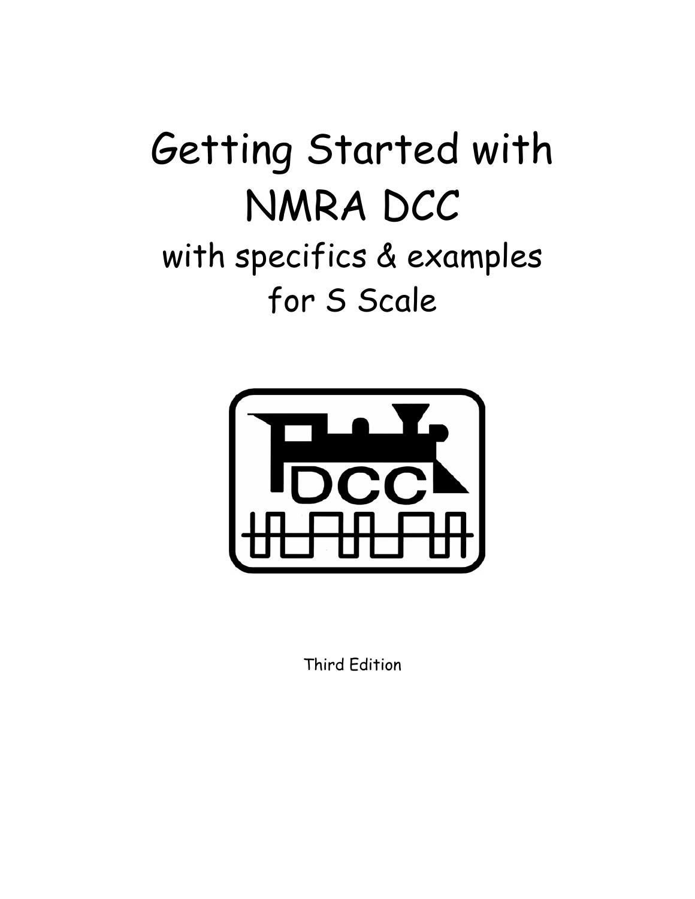# Getting Started with NMRA DCC

## with specifics & examples for S Scale

Third Edition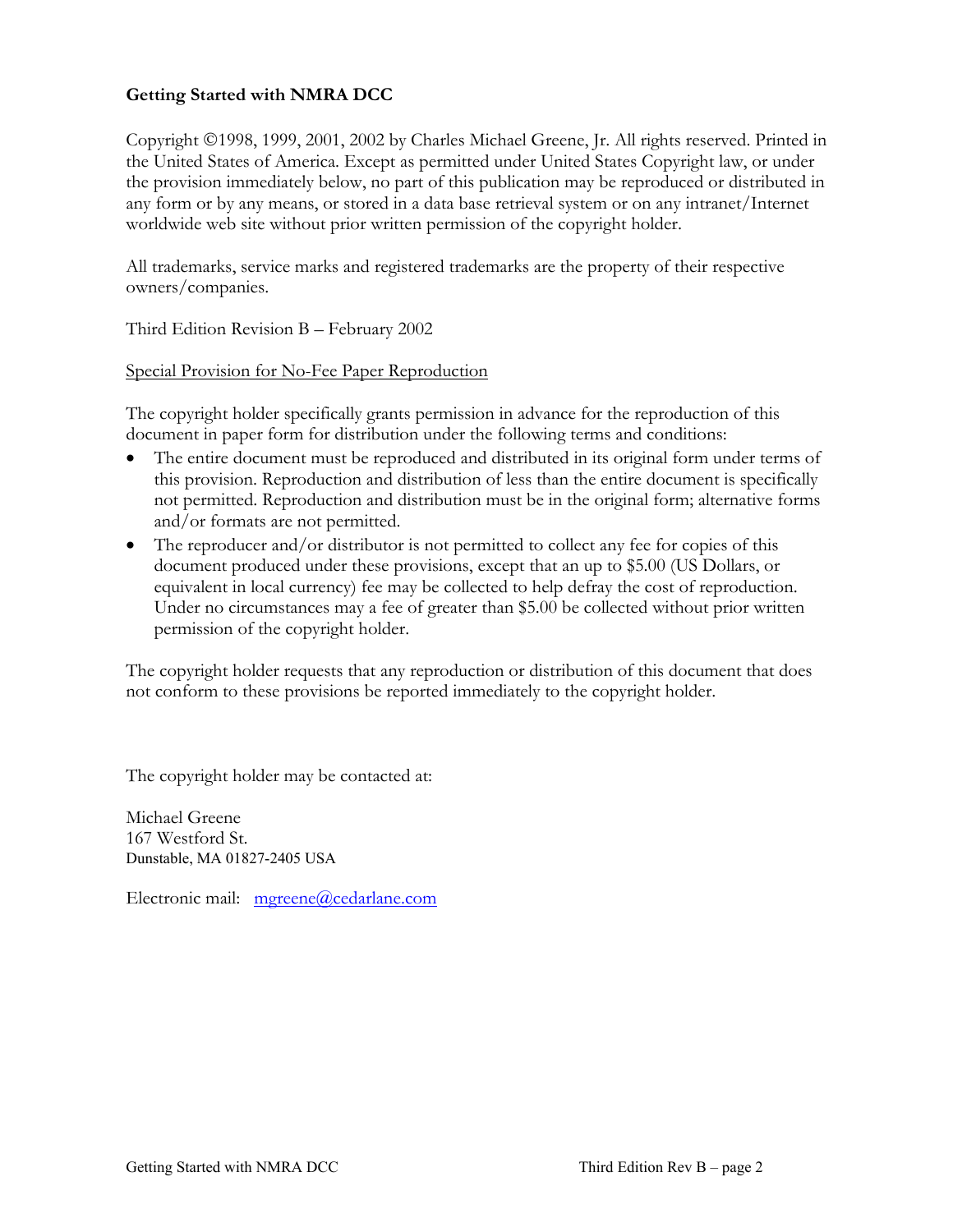**Getting Started with NMRA DCC**

Copyright ©1998, 1999, 2001, 2002 by Charles Michael Greene, Jr. All rights reserved. Printed in the United States of America. Except as permitted under United States Copyright law, or under the provision immediately below, no part of this publication may be reproduced or distributed in any form or by any means, or stored in a data base retrieval system or on any intranet/Internet worldwide web site without prior written permission of the copyright holder.

All trademarks, service marks and registered trademarks are the property of their respective owners/companies.

Third Edition Revision B – February 2002

Special Provision for No-Fee Paper Reproduction

The copyright holder specifically grants permission in advance for the reproduction of this document in paper form for distribution under the following terms and conditions:

- The entire document must be reproduced and distributed in its original form under terms of this provision. Reproduction and distribution of less than the entire document is specifically not permitted. Reproduction and distribution must be in the original form; alternative forms and/or formats are not permitted.
- The reproducer and/or distributor is not permitted to collect any fee for copies of this document produced under these provisions, except that an up to $5.00 (US Dollars, or equivalent in local currency) fee may be collected to help defray the cost of reproduction. Under no circumstances may a fee of greater than $5.00 be collected without prior written permission of the copyright holder.

The copyright holder requests that any reproduction or distribution of this document that does not conform to these provisions be reported immediately to the copyright holder.

The copyright holder may be contacted at:

Michael Greene
167 Westford St.
Dunstable, MA 01827-2405 USA

Electronic mail: mgreene@cedarlane.com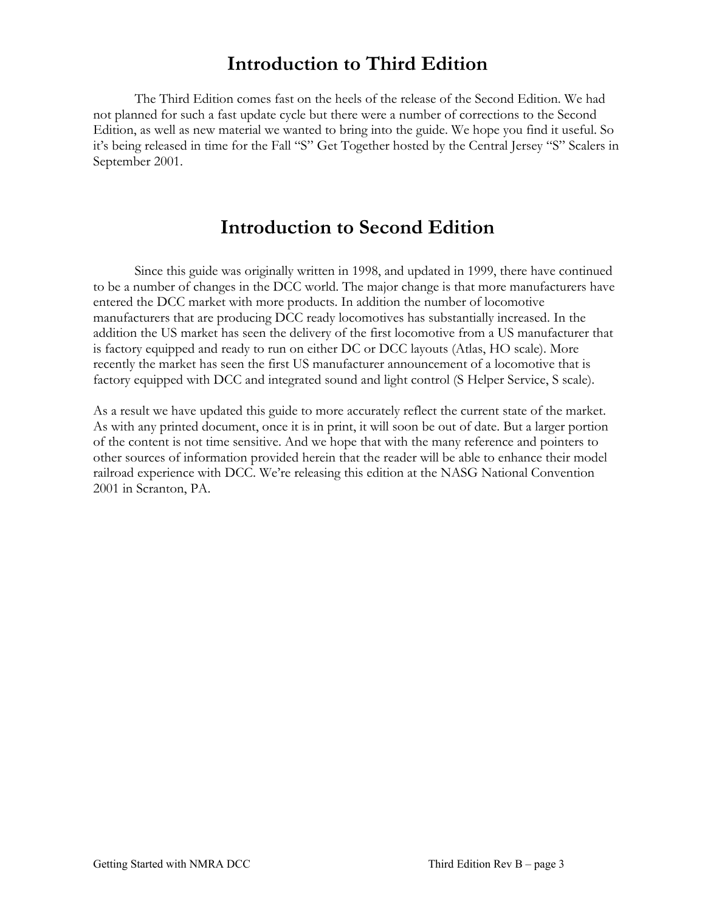# Introduction to Third Edition

The Third Edition comes fast on the heels of the release of the Second Edition. We had not planned for such a fast update cycle but there were a number of corrections to the Second Edition, as well as new material we wanted to bring into the guide. We hope you find it useful. So it's being released in time for the Fall "S" Get Together hosted by the Central Jersey "S" Scalers in September 2001.

# Introduction to Second Edition

Since this guide was originally written in 1998, and updated in 1999, there have continued to be a number of changes in the DCC world. The major change is that more manufacturers have entered the DCC market with more products. In addition the number of locomotive manufacturers that are producing DCC ready locomotives has substantially increased. In the addition the US market has seen the delivery of the first locomotive from a US manufacturer that is factory equipped and ready to run on either DC or DCC layouts (Atlas, HO scale). More recently the market has seen the first US manufacturer announcement of a locomotive that is factory equipped with DCC and integrated sound and light control (S Helper Service, S scale).

As a result we have updated this guide to more accurately reflect the current state of the market. As with any printed document, once it is in print, it will soon be out of date. But a larger portion of the content is not time sensitive. And we hope that with the many reference and pointers to other sources of information provided herein that the reader will be able to enhance their model railroad experience with DCC. We're releasing this edition at the NASG National Convention 2001 in Scranton, PA.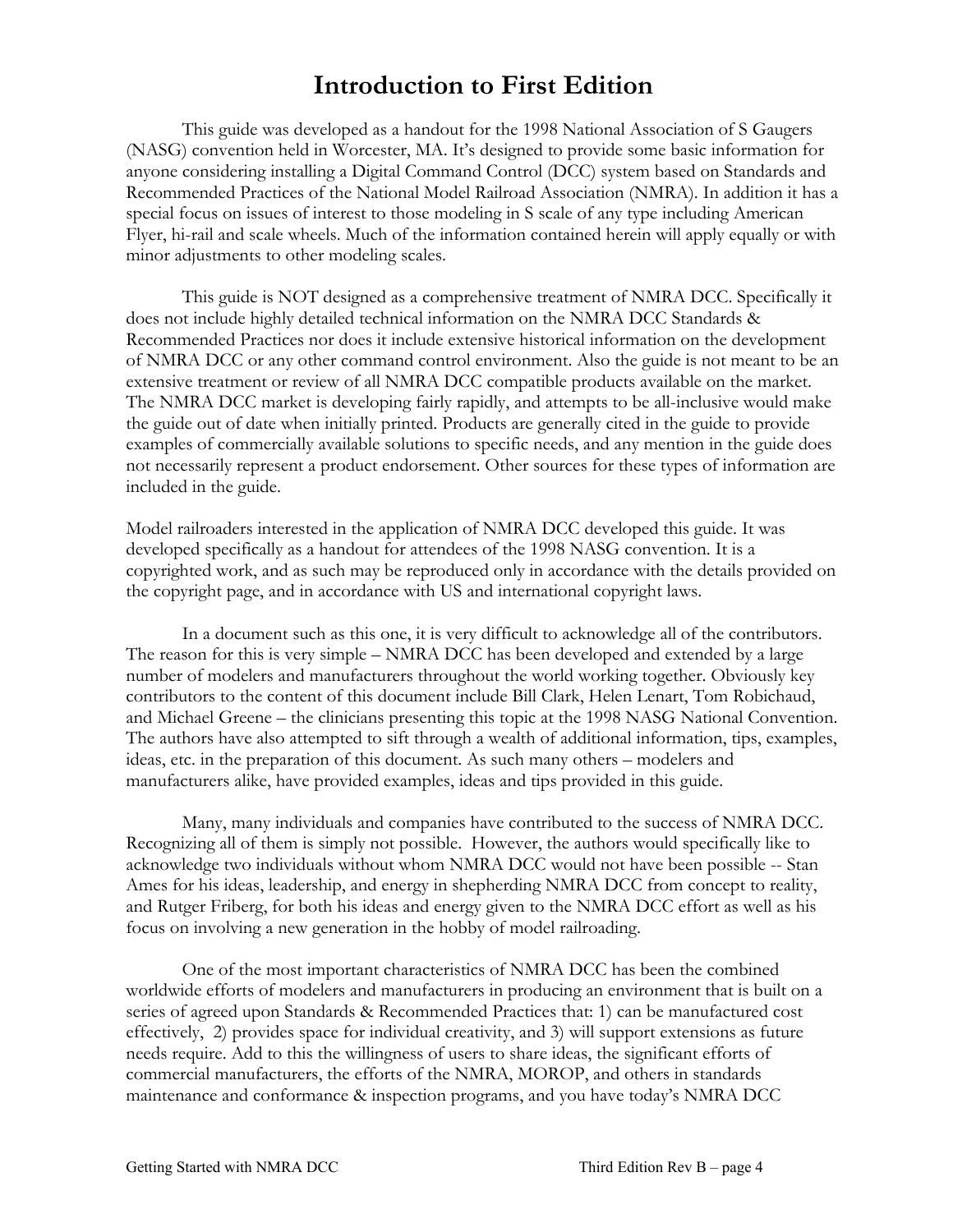# Introduction to First Edition

This guide was developed as a handout for the 1998 National Association of S Gaugers (NASG) convention held in Worcester, MA. It's designed to provide some basic information for anyone considering installing a Digital Command Control (DCC) system based on Standards and Recommended Practices of the National Model Railroad Association (NMRA). In addition it has a special focus on issues of interest to those modeling in S scale of any type including American Flyer, hi-rail and scale wheels. Much of the information contained herein will apply equally or with minor adjustments to other modeling scales.

This guide is NOT designed as a comprehensive treatment of NMRA DCC. Specifically it does not include highly detailed technical information on the NMRA DCC Standards & Recommended Practices nor does it include extensive historical information on the development of NMRA DCC or any other command control environment. Also the guide is not meant to be an extensive treatment or review of all NMRA DCC compatible products available on the market. The NMRA DCC market is developing fairly rapidly, and attempts to be all-inclusive would make the guide out of date when initially printed. Products are generally cited in the guide to provide examples of commercially available solutions to specific needs, and any mention in the guide does not necessarily represent a product endorsement. Other sources for these types of information are included in the guide.

Model railroaders interested in the application of NMRA DCC developed this guide. It was developed specifically as a handout for attendees of the 1998 NASG convention. It is a copyrighted work, and as such may be reproduced only in accordance with the details provided on the copyright page, and in accordance with US and international copyright laws.

In a document such as this one, it is very difficult to acknowledge all of the contributors. The reason for this is very simple – NMRA DCC has been developed and extended by a large number of modelers and manufacturers throughout the world working together. Obviously key contributors to the content of this document include Bill Clark, Helen Lenart, Tom Robichaud, and Michael Greene – the clinicians presenting this topic at the 1998 NASG National Convention. The authors have also attempted to sift through a wealth of additional information, tips, examples, ideas, etc. in the preparation of this document. As such many others – modelers and manufacturers alike, have provided examples, ideas and tips provided in this guide.

Many, many individuals and companies have contributed to the success of NMRA DCC. Recognizing all of them is simply not possible. However, the authors would specifically like to acknowledge two individuals without whom NMRA DCC would not have been possible -- Stan Ames for his ideas, leadership, and energy in shepherding NMRA DCC from concept to reality, and Rutger Friberg, for both his ideas and energy given to the NMRA DCC effort as well as his focus on involving a new generation in the hobby of model railroading.

One of the most important characteristics of NMRA DCC has been the combined worldwide efforts of modelers and manufacturers in producing an environment that is built on a series of agreed upon Standards & Recommended Practices that: 1) can be manufactured cost effectively, 2) provides space for individual creativity, and 3) will support extensions as future needs require. Add to this the willingness of users to share ideas, the significant efforts of commercial manufacturers, the efforts of the NMRA, MOROP, and others in standards maintenance and conformance & inspection programs, and you have today's NMRA DCC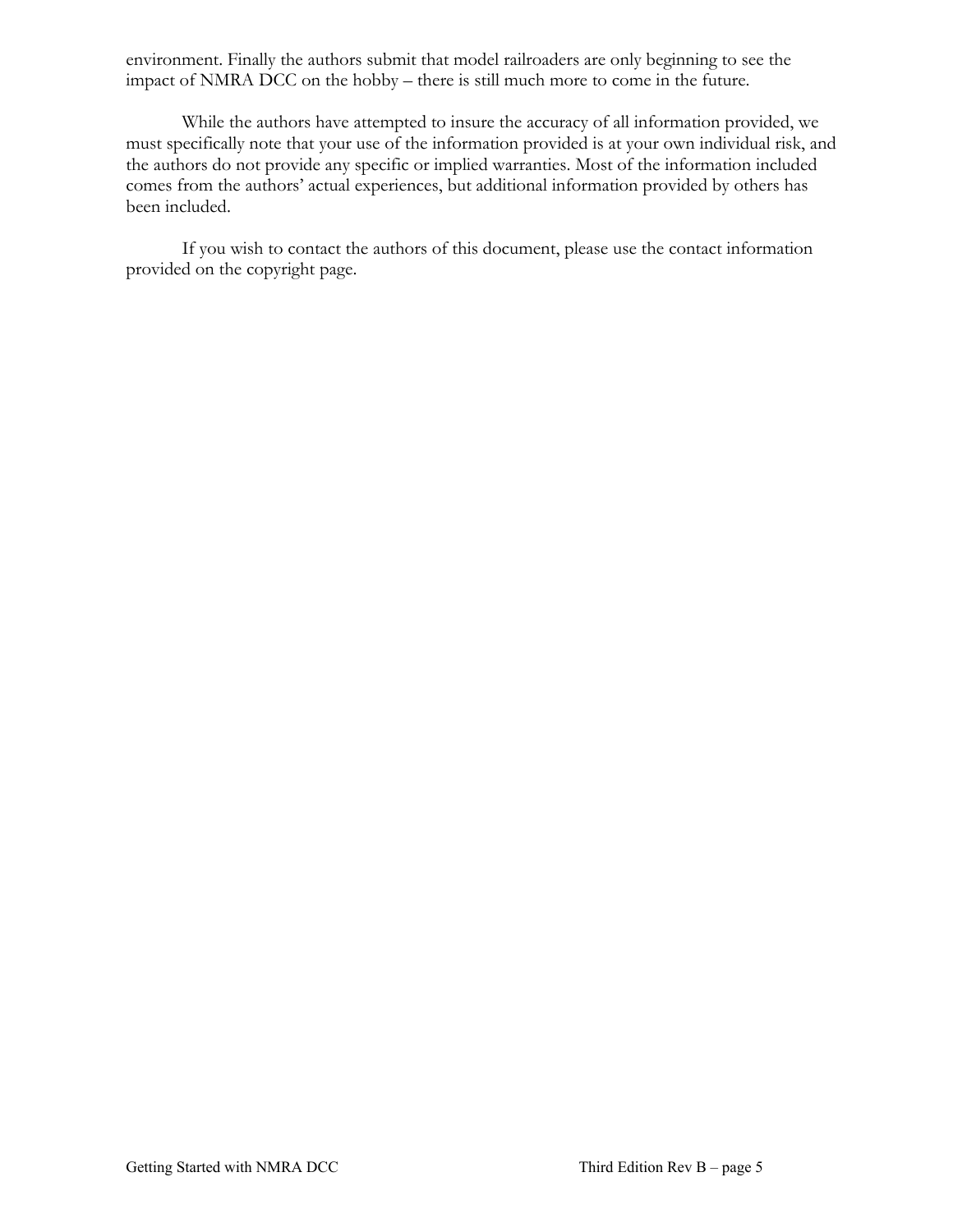environment. Finally the authors submit that model railroaders are only beginning to see the impact of NMRA DCC on the hobby – there is still much more to come in the future.

While the authors have attempted to insure the accuracy of all information provided, we must specifically note that your use of the information provided is at your own individual risk, and the authors do not provide any specific or implied warranties. Most of the information included comes from the authors' actual experiences, but additional information provided by others has been included.

If you wish to contact the authors of this document, please use the contact information provided on the copyright page.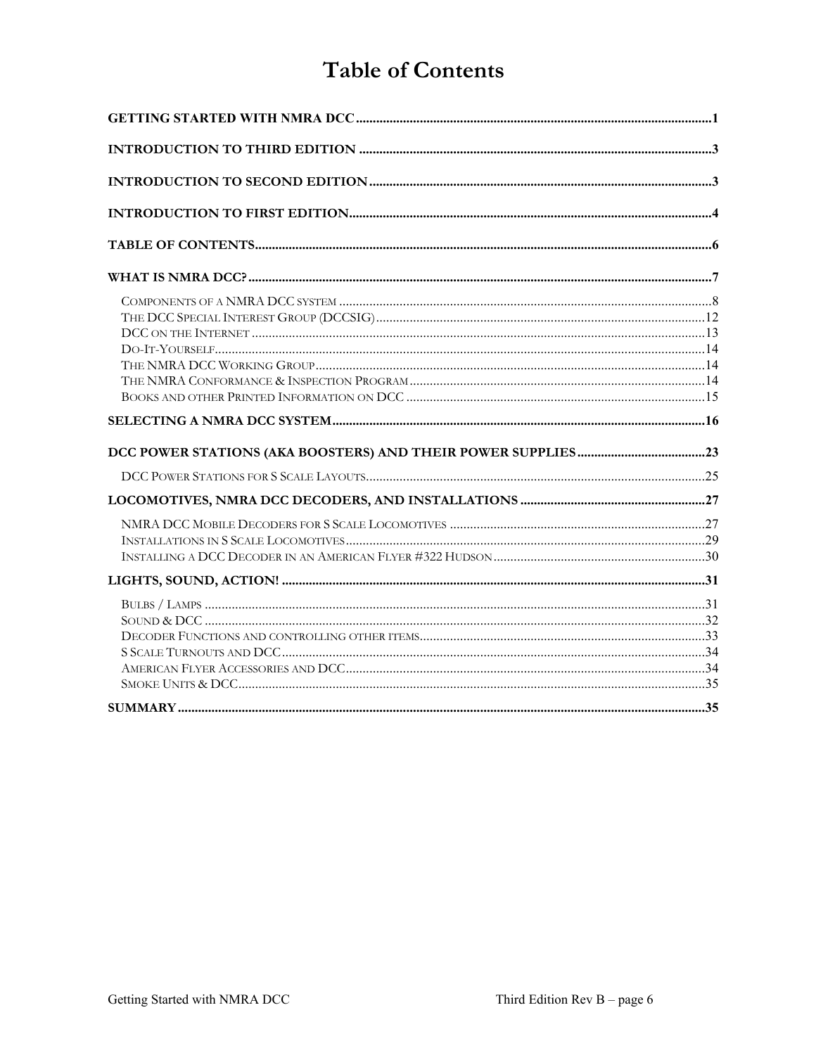# Table of Contents

**GETTING STARTED WITH NMRA DCC** ........ 1

**INTRODUCTION TO THIRD EDITION** ........ 3

**INTRODUCTION TO SECOND EDITION** ........ 3

**INTRODUCTION TO FIRST EDITION** ........ 4

**TABLE OF CONTENTS** ........ 6

**WHAT IS NMRA DCC?** ........ 7

- Components of a NMRA DCC system ........ 8
- The DCC Special Interest Group (DCCSIG) ........ 12
- DCC on the Internet ........ 13
- Do-It-Yourself ........ 14
- The NMRA DCC Working Group ........ 14
- The NMRA Conformance & Inspection Program ........ 14
- Books and other Printed Information on DCC ........ 15

**SELECTING A NMRA DCC SYSTEM** ........ 16

**DCC POWER STATIONS (AKA BOOSTERS) AND THEIR POWER SUPPLIES** ........ 23

- DCC Power Stations for S Scale Layouts ........ 25

**LOCOMOTIVES, NMRA DCC DECODERS, AND INSTALLATIONS** ........ 27

- NMRA DCC Mobile Decoders for S Scale Locomotives ........ 27
- Installations in S Scale Locomotives ........ 29
- Installing a DCC Decoder in an American Flyer #322 Hudson ........ 30

**LIGHTS, SOUND, ACTION!** ........ 31

- Bulbs / Lamps ........ 31
- Sound & DCC ........ 32
- Decoder Functions and controlling other items ........ 33
- S Scale Turnouts and DCC ........ 34
- American Flyer Accessories and DCC ........ 34
- Smoke Units & DCC ........ 35

**SUMMARY** ........ 35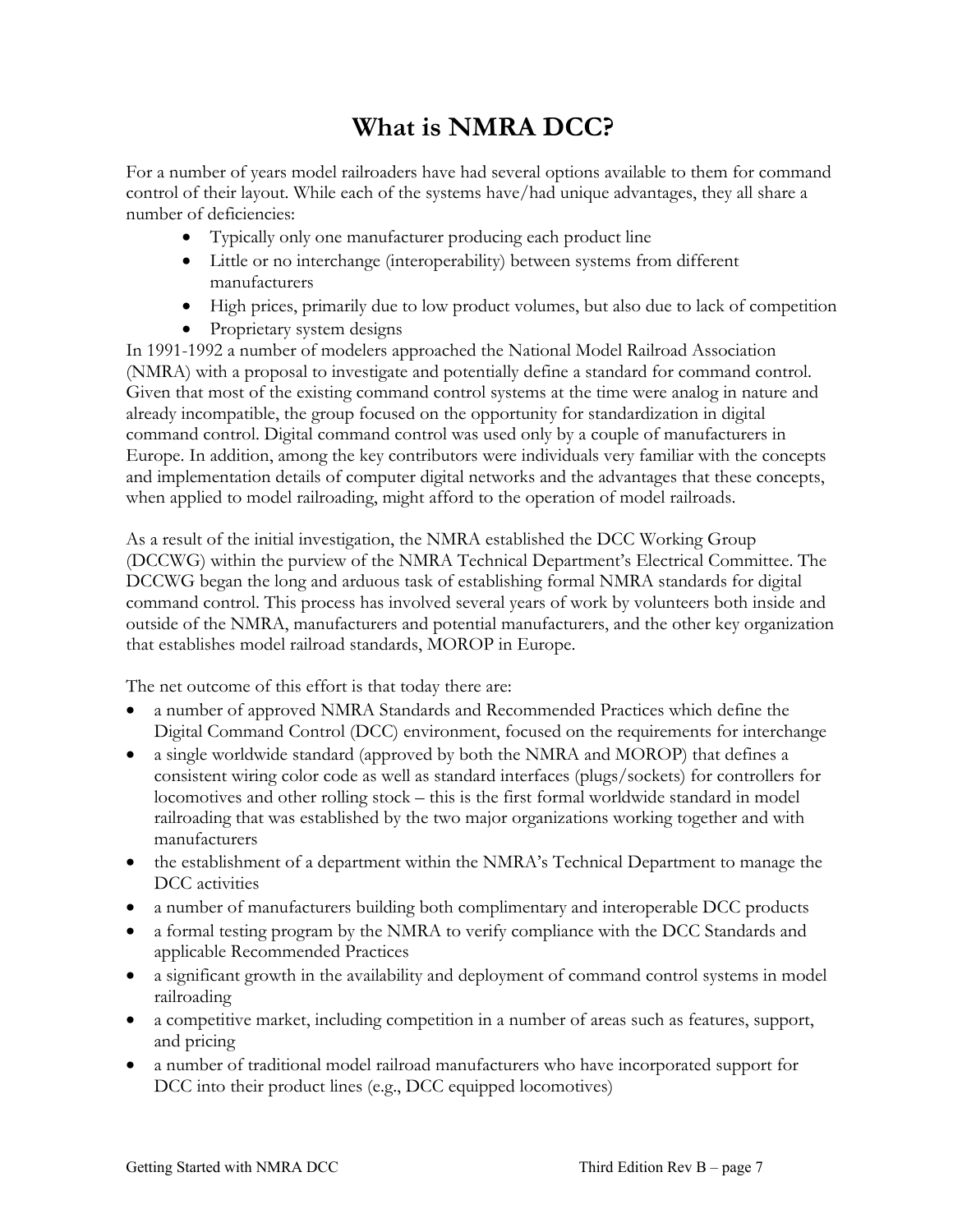# What is NMRA DCC?

For a number of years model railroaders have had several options available to them for command control of their layout. While each of the systems have/had unique advantages, they all share a number of deficiencies:

- Typically only one manufacturer producing each product line
- Little or no interchange (interoperability) between systems from different manufacturers
- High prices, primarily due to low product volumes, but also due to lack of competition
- Proprietary system designs

In 1991-1992 a number of modelers approached the National Model Railroad Association (NMRA) with a proposal to investigate and potentially define a standard for command control. Given that most of the existing command control systems at the time were analog in nature and already incompatible, the group focused on the opportunity for standardization in digital command control. Digital command control was used only by a couple of manufacturers in Europe. In addition, among the key contributors were individuals very familiar with the concepts and implementation details of computer digital networks and the advantages that these concepts, when applied to model railroading, might afford to the operation of model railroads.

As a result of the initial investigation, the NMRA established the DCC Working Group (DCCWG) within the purview of the NMRA Technical Department's Electrical Committee. The DCCWG began the long and arduous task of establishing formal NMRA standards for digital command control. This process has involved several years of work by volunteers both inside and outside of the NMRA, manufacturers and potential manufacturers, and the other key organization that establishes model railroad standards, MOROP in Europe.

The net outcome of this effort is that today there are:

- a number of approved NMRA Standards and Recommended Practices which define the Digital Command Control (DCC) environment, focused on the requirements for interchange
- a single worldwide standard (approved by both the NMRA and MOROP) that defines a consistent wiring color code as well as standard interfaces (plugs/sockets) for controllers for locomotives and other rolling stock – this is the first formal worldwide standard in model railroading that was established by the two major organizations working together and with manufacturers
- the establishment of a department within the NMRA's Technical Department to manage the DCC activities
- a number of manufacturers building both complimentary and interoperable DCC products
- a formal testing program by the NMRA to verify compliance with the DCC Standards and applicable Recommended Practices
- a significant growth in the availability and deployment of command control systems in model railroading
- a competitive market, including competition in a number of areas such as features, support, and pricing
- a number of traditional model railroad manufacturers who have incorporated support for DCC into their product lines (e.g., DCC equipped locomotives)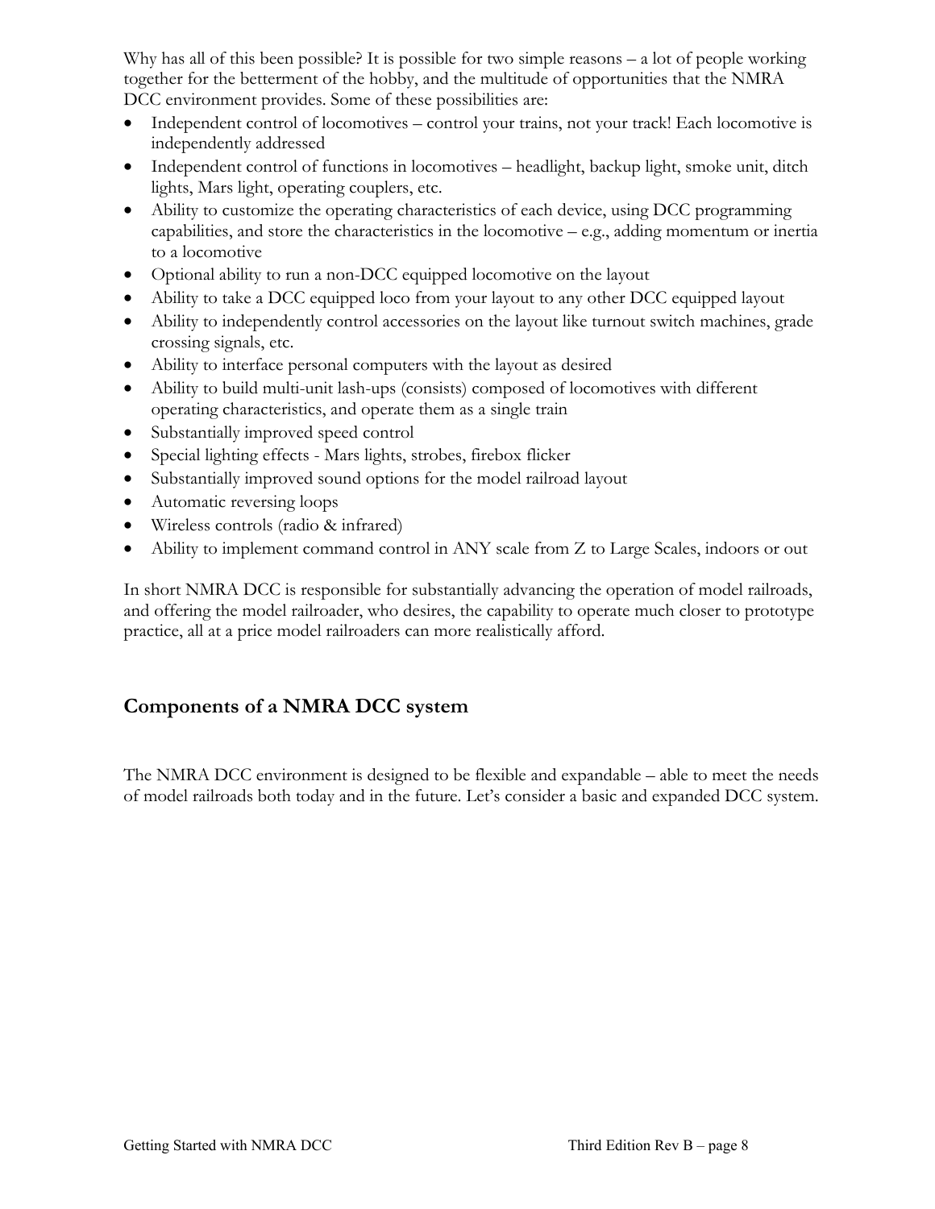Why has all of this been possible? It is possible for two simple reasons – a lot of people working together for the betterment of the hobby, and the multitude of opportunities that the NMRA DCC environment provides. Some of these possibilities are:

- Independent control of locomotives – control your trains, not your track! Each locomotive is independently addressed
- Independent control of functions in locomotives – headlight, backup light, smoke unit, ditch lights, Mars light, operating couplers, etc.
- Ability to customize the operating characteristics of each device, using DCC programming capabilities, and store the characteristics in the locomotive – e.g., adding momentum or inertia to a locomotive
- Optional ability to run a non-DCC equipped locomotive on the layout
- Ability to take a DCC equipped loco from your layout to any other DCC equipped layout
- Ability to independently control accessories on the layout like turnout switch machines, grade crossing signals, etc.
- Ability to interface personal computers with the layout as desired
- Ability to build multi-unit lash-ups (consists) composed of locomotives with different operating characteristics, and operate them as a single train
- Substantially improved speed control
- Special lighting effects - Mars lights, strobes, firebox flicker
- Substantially improved sound options for the model railroad layout
- Automatic reversing loops
- Wireless controls (radio & infrared)
- Ability to implement command control in ANY scale from Z to Large Scales, indoors or out

In short NMRA DCC is responsible for substantially advancing the operation of model railroads, and offering the model railroader, who desires, the capability to operate much closer to prototype practice, all at a price model railroaders can more realistically afford.

## Components of a NMRA DCC system

The NMRA DCC environment is designed to be flexible and expandable – able to meet the needs of model railroads both today and in the future. Let's consider a basic and expanded DCC system.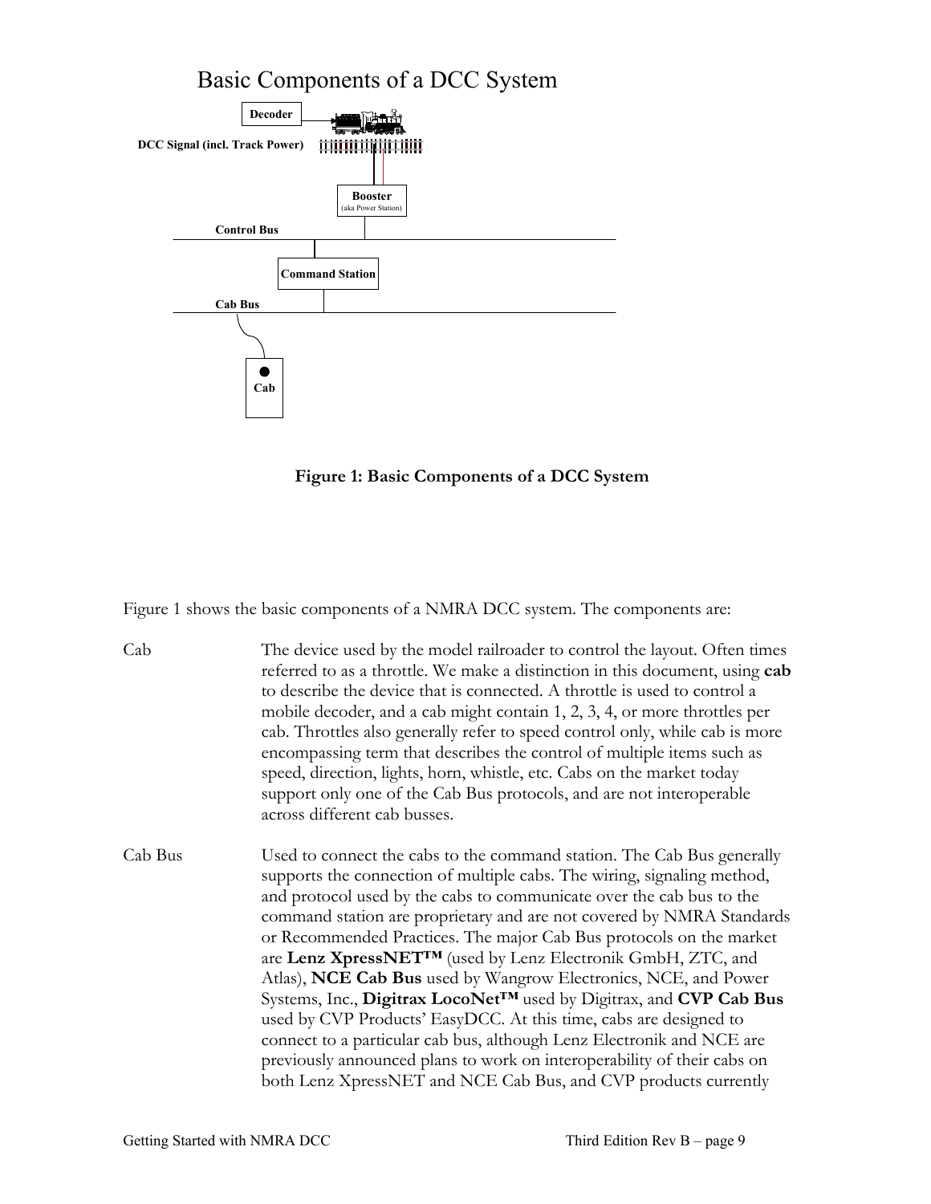# Basic Components of a DCC System

Decoder

DCC Signal (incl. Track Power)

Booster (aka Power Station)

Control Bus

Command Station

Cab Bus

Cab

**Figure 1: Basic Components of a DCC System**

Figure 1 shows the basic components of a NMRA DCC system. The components are:

Cab — The device used by the model railroader to control the layout. Often times referred to as a throttle. We make a distinction in this document, using **cab** to describe the device that is connected. A throttle is used to control a mobile decoder, and a cab might contain 1, 2, 3, 4, or more throttles per cab. Throttles also generally refer to speed control only, while cab is more encompassing term that describes the control of multiple items such as speed, direction, lights, horn, whistle, etc. Cabs on the market today support only one of the Cab Bus protocols, and are not interoperable across different cab busses.

Cab Bus — Used to connect the cabs to the command station. The Cab Bus generally supports the connection of multiple cabs. The wiring, signaling method, and protocol used by the cabs to communicate over the cab bus to the command station are proprietary and are not covered by NMRA Standards or Recommended Practices. The major Cab Bus protocols on the market are **Lenz XpressNET™** (used by Lenz Electronik GmbH, ZTC, and Atlas), **NCE Cab Bus** used by Wangrow Electronics, NCE, and Power Systems, Inc., **Digitrax LocoNet™** used by Digitrax, and **CVP Cab Bus** used by CVP Products' EasyDCC. At this time, cabs are designed to connect to a particular cab bus, although Lenz Electronik and NCE are previously announced plans to work on interoperability of their cabs on both Lenz XpressNET and NCE Cab Bus, and CVP products currently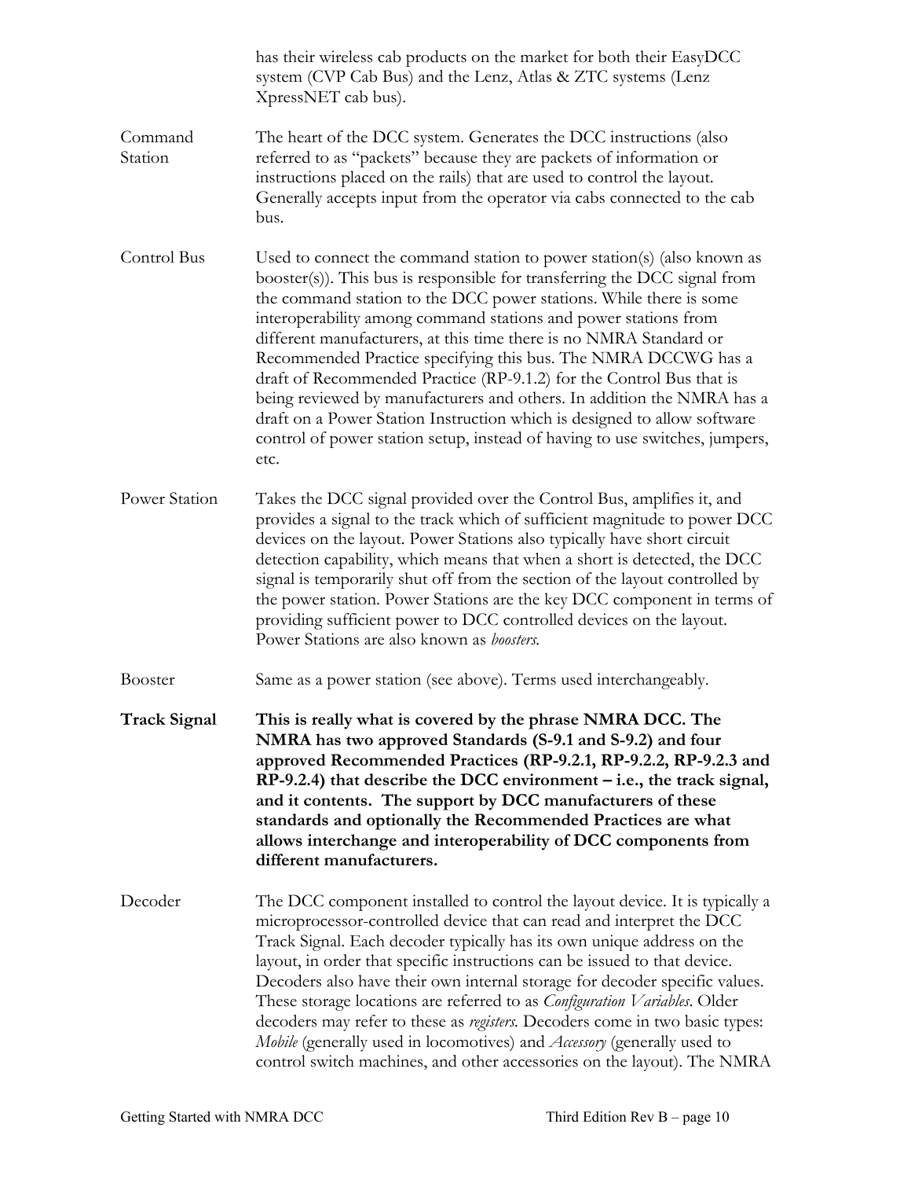has their wireless cab products on the market for both their EasyDCC system (CVP Cab Bus) and the Lenz, Atlas & ZTC systems (Lenz XpressNET cab bus).

| | |
|---|---|
| Command Station | The heart of the DCC system. Generates the DCC instructions (also referred to as "packets" because they are packets of information or instructions placed on the rails) that are used to control the layout. Generally accepts input from the operator via cabs connected to the cab bus. |
| Control Bus | Used to connect the command station to power station(s) (also known as booster(s)). This bus is responsible for transferring the DCC signal from the command station to the DCC power stations. While there is some interoperability among command stations and power stations from different manufacturers, at this time there is no NMRA Standard or Recommended Practice specifying this bus. The NMRA DCCWG has a draft of Recommended Practice (RP-9.1.2) for the Control Bus that is being reviewed by manufacturers and others. In addition the NMRA has a draft on a Power Station Instruction which is designed to allow software control of power station setup, instead of having to use switches, jumpers, etc. |
| Power Station | Takes the DCC signal provided over the Control Bus, amplifies it, and provides a signal to the track which of sufficient magnitude to power DCC devices on the layout. Power Stations also typically have short circuit detection capability, which means that when a short is detected, the DCC signal is temporarily shut off from the section of the layout controlled by the power station. Power Stations are the key DCC component in terms of providing sufficient power to DCC controlled devices on the layout. Power Stations are also known as *boosters*. |
| Booster | Same as a power station (see above). Terms used interchangeably. |
| **Track Signal** | **This is really what is covered by the phrase NMRA DCC. The NMRA has two approved Standards (S-9.1 and S-9.2) and four approved Recommended Practices (RP-9.2.1, RP-9.2.2, RP-9.2.3 and RP-9.2.4) that describe the DCC environment – i.e., the track signal, and it contents. The support by DCC manufacturers of these standards and optionally the Recommended Practices are what allows interchange and interoperability of DCC components from different manufacturers.** |
| Decoder | The DCC component installed to control the layout device. It is typically a microprocessor-controlled device that can read and interpret the DCC Track Signal. Each decoder typically has its own unique address on the layout, in order that specific instructions can be issued to that device. Decoders also have their own internal storage for decoder specific values. These storage locations are referred to as *Configuration Variables*. Older decoders may refer to these as *registers*. Decoders come in two basic types: *Mobile* (generally used in locomotives) and *Accessory* (generally used to control switch machines, and other accessories on the layout). The NMRA |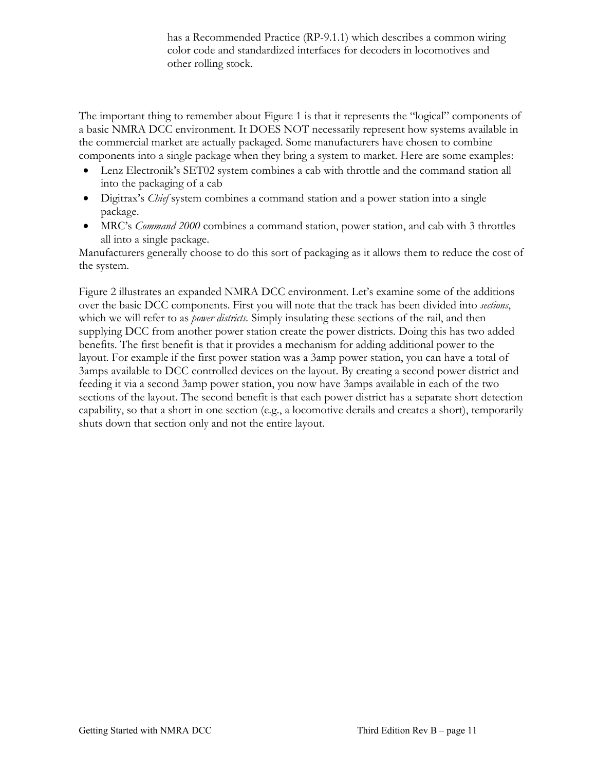has a Recommended Practice (RP-9.1.1) which describes a common wiring color code and standardized interfaces for decoders in locomotives and other rolling stock.

The important thing to remember about Figure 1 is that it represents the "logical" components of a basic NMRA DCC environment. It DOES NOT necessarily represent how systems available in the commercial market are actually packaged. Some manufacturers have chosen to combine components into a single package when they bring a system to market. Here are some examples:

- Lenz Electronik's SET02 system combines a cab with throttle and the command station all into the packaging of a cab
- Digitrax's *Chief* system combines a command station and a power station into a single package.
- MRC's *Command 2000* combines a command station, power station, and cab with 3 throttles all into a single package.

Manufacturers generally choose to do this sort of packaging as it allows them to reduce the cost of the system.

Figure 2 illustrates an expanded NMRA DCC environment. Let's examine some of the additions over the basic DCC components. First you will note that the track has been divided into *sections*, which we will refer to as *power districts.* Simply insulating these sections of the rail, and then supplying DCC from another power station create the power districts. Doing this has two added benefits. The first benefit is that it provides a mechanism for adding additional power to the layout. For example if the first power station was a 3amp power station, you can have a total of 3amps available to DCC controlled devices on the layout. By creating a second power district and feeding it via a second 3amp power station, you now have 3amps available in each of the two sections of the layout. The second benefit is that each power district has a separate short detection capability, so that a short in one section (e.g., a locomotive derails and creates a short), temporarily shuts down that section only and not the entire layout.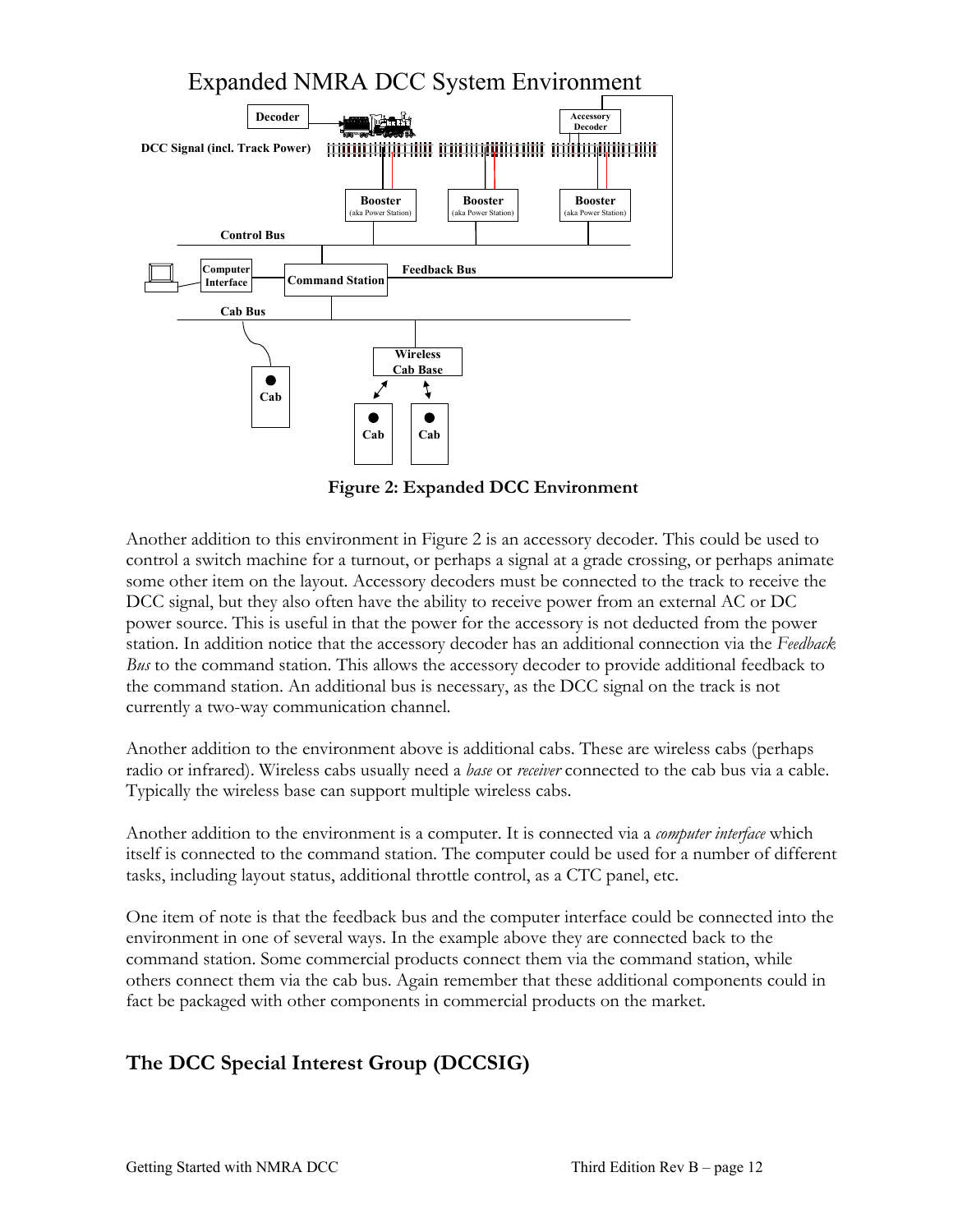Expanded NMRA DCC System Environment

Figure 2: Expanded DCC Environment

Another addition to this environment in Figure 2 is an accessory decoder. This could be used to control a switch machine for a turnout, or perhaps a signal at a grade crossing, or perhaps animate some other item on the layout. Accessory decoders must be connected to the track to receive the DCC signal, but they also often have the ability to receive power from an external AC or DC power source. This is useful in that the power for the accessory is not deducted from the power station. In addition notice that the accessory decoder has an additional connection via the *Feedback Bus* to the command station. This allows the accessory decoder to provide additional feedback to the command station. An additional bus is necessary, as the DCC signal on the track is not currently a two-way communication channel.

Another addition to the environment above is additional cabs. These are wireless cabs (perhaps radio or infrared). Wireless cabs usually need a *base* or *receiver* connected to the cab bus via a cable. Typically the wireless base can support multiple wireless cabs.

Another addition to the environment is a computer. It is connected via a *computer interface* which itself is connected to the command station. The computer could be used for a number of different tasks, including layout status, additional throttle control, as a CTC panel, etc.

One item of note is that the feedback bus and the computer interface could be connected into the environment in one of several ways. In the example above they are connected back to the command station. Some commercial products connect them via the command station, while others connect them via the cab bus. Again remember that these additional components could in fact be packaged with other components in commercial products on the market.

## The DCC Special Interest Group (DCCSIG)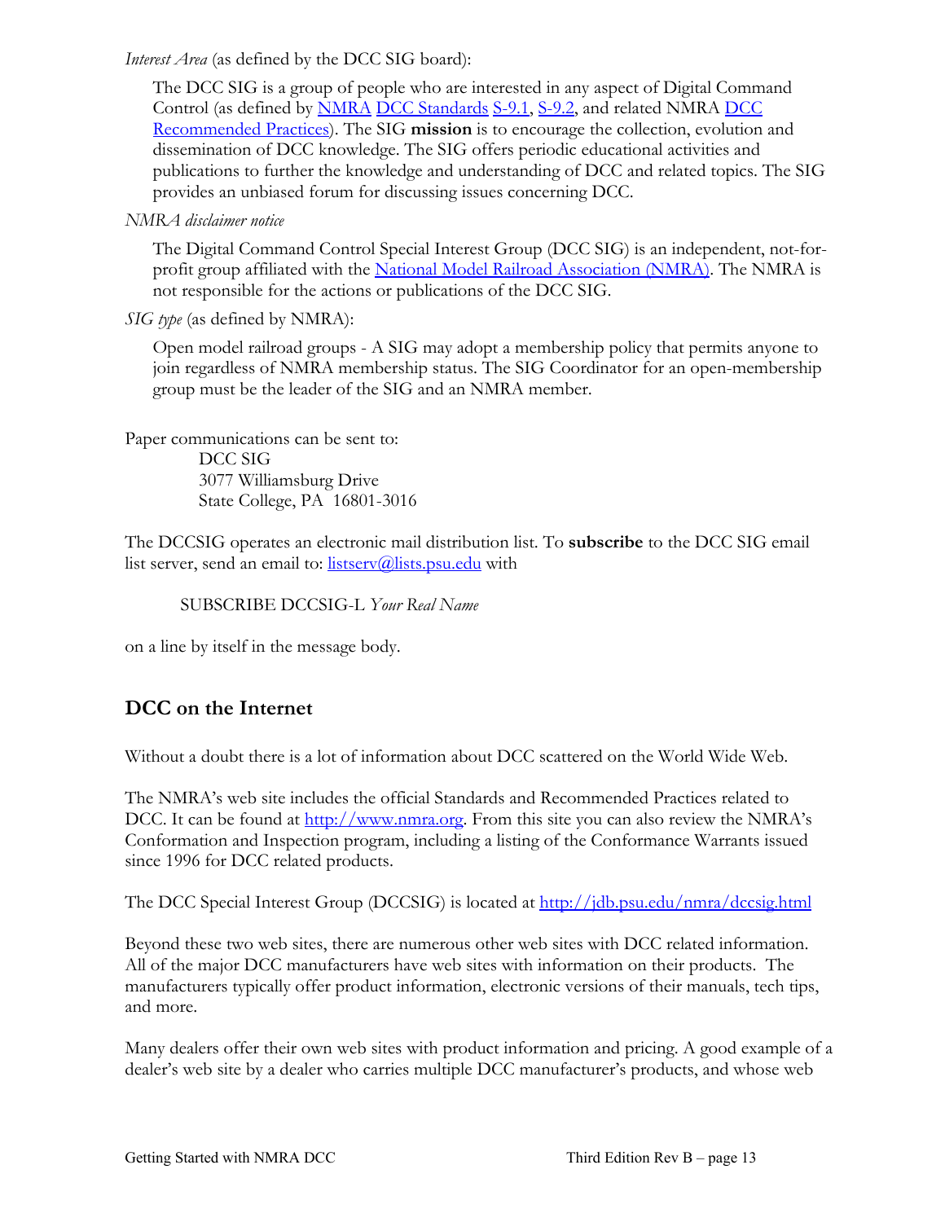*Interest Area* (as defined by the DCC SIG board):

> The DCC SIG is a group of people who are interested in any aspect of Digital Command Control (as defined by [NMRA](http://www.nmra.org) [DCC Standards](http://www.nmra.org) [S-9.1](http://www.nmra.org), [S-9.2](http://www.nmra.org), and related NMRA [DCC Recommended Practices](http://www.nmra.org)). The SIG **mission** is to encourage the collection, evolution and dissemination of DCC knowledge. The SIG offers periodic educational activities and publications to further the knowledge and understanding of DCC and related topics. The SIG provides an unbiased forum for discussing issues concerning DCC.

*NMRA disclaimer notice*

> The Digital Command Control Special Interest Group (DCC SIG) is an independent, not-for-profit group affiliated with the [National Model Railroad Association (NMRA)](http://www.nmra.org). The NMRA is not responsible for the actions or publications of the DCC SIG.

*SIG type* (as defined by NMRA):

> Open model railroad groups - A SIG may adopt a membership policy that permits anyone to join regardless of NMRA membership status. The SIG Coordinator for an open-membership group must be the leader of the SIG and an NMRA member.

Paper communications can be sent to:

DCC SIG
3077 Williamsburg Drive
State College, PA 16801-3016

The DCCSIG operates an electronic mail distribution list. To **subscribe** to the DCC SIG email list server, send an email to: [listserv@lists.psu.edu](mailto:listserv@lists.psu.edu) with

SUBSCRIBE DCCSIG-L *Your Real Name*

on a line by itself in the message body.

## DCC on the Internet

Without a doubt there is a lot of information about DCC scattered on the World Wide Web.

The NMRA's web site includes the official Standards and Recommended Practices related to DCC. It can be found at [http://www.nmra.org](http://www.nmra.org). From this site you can also review the NMRA's Conformation and Inspection program, including a listing of the Conformance Warrants issued since 1996 for DCC related products.

The DCC Special Interest Group (DCCSIG) is located at [http://jdb.psu.edu/nmra/dccsig.html](http://jdb.psu.edu/nmra/dccsig.html)

Beyond these two web sites, there are numerous other web sites with DCC related information. All of the major DCC manufacturers have web sites with information on their products. The manufacturers typically offer product information, electronic versions of their manuals, tech tips, and more.

Many dealers offer their own web sites with product information and pricing. A good example of a dealer's web site by a dealer who carries multiple DCC manufacturer's products, and whose web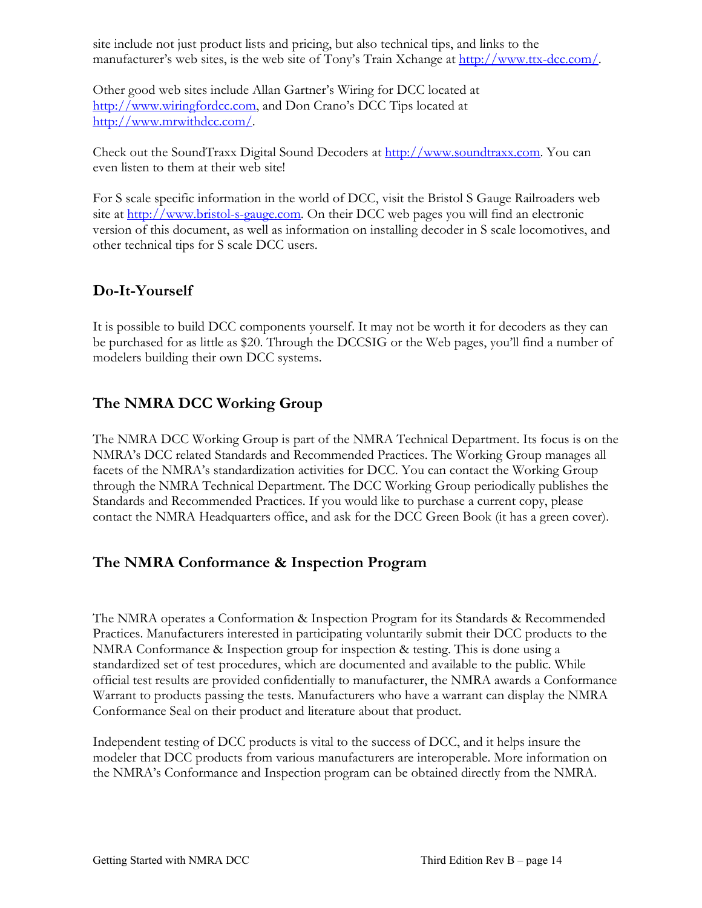site include not just product lists and pricing, but also technical tips, and links to the manufacturer's web sites, is the web site of Tony's Train Xchange at http://www.ttx-dcc.com/.

Other good web sites include Allan Gartner's Wiring for DCC located at http://www.wiringfordcc.com, and Don Crano's DCC Tips located at http://www.mrwithdcc.com/.

Check out the SoundTraxx Digital Sound Decoders at http://www.soundtraxx.com. You can even listen to them at their web site!

For S scale specific information in the world of DCC, visit the Bristol S Gauge Railroaders web site at http://www.bristol-s-gauge.com. On their DCC web pages you will find an electronic version of this document, as well as information on installing decoder in S scale locomotives, and other technical tips for S scale DCC users.

## Do-It-Yourself

It is possible to build DCC components yourself. It may not be worth it for decoders as they can be purchased for as little as $20. Through the DCCSIG or the Web pages, you'll find a number of modelers building their own DCC systems.

## The NMRA DCC Working Group

The NMRA DCC Working Group is part of the NMRA Technical Department. Its focus is on the NMRA's DCC related Standards and Recommended Practices. The Working Group manages all facets of the NMRA's standardization activities for DCC. You can contact the Working Group through the NMRA Technical Department. The DCC Working Group periodically publishes the Standards and Recommended Practices. If you would like to purchase a current copy, please contact the NMRA Headquarters office, and ask for the DCC Green Book (it has a green cover).

## The NMRA Conformance & Inspection Program

The NMRA operates a Conformation & Inspection Program for its Standards & Recommended Practices. Manufacturers interested in participating voluntarily submit their DCC products to the NMRA Conformance & Inspection group for inspection & testing. This is done using a standardized set of test procedures, which are documented and available to the public. While official test results are provided confidentially to manufacturer, the NMRA awards a Conformance Warrant to products passing the tests. Manufacturers who have a warrant can display the NMRA Conformance Seal on their product and literature about that product.

Independent testing of DCC products is vital to the success of DCC, and it helps insure the modeler that DCC products from various manufacturers are interoperable. More information on the NMRA's Conformance and Inspection program can be obtained directly from the NMRA.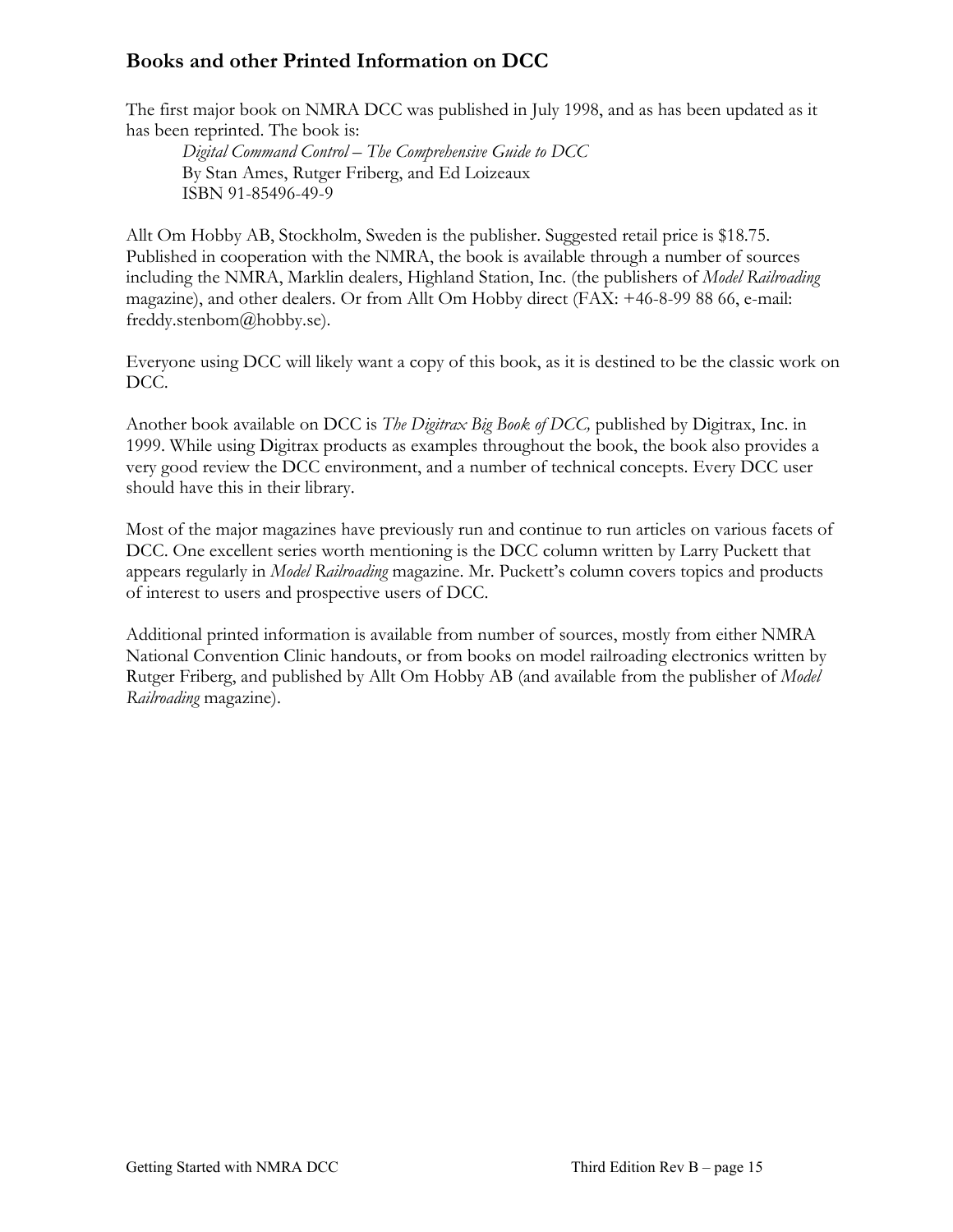## Books and other Printed Information on DCC

The first major book on NMRA DCC was published in July 1998, and as has been updated as it has been reprinted. The book is:

> *Digital Command Control – The Comprehensive Guide to DCC*
> By Stan Ames, Rutger Friberg, and Ed Loizeaux
> ISBN 91-85496-49-9

Allt Om Hobby AB, Stockholm, Sweden is the publisher. Suggested retail price is $18.75. Published in cooperation with the NMRA, the book is available through a number of sources including the NMRA, Marklin dealers, Highland Station, Inc. (the publishers of *Model Railroading* magazine), and other dealers. Or from Allt Om Hobby direct (FAX: +46-8-99 88 66, e-mail: freddy.stenbom@hobby.se).

Everyone using DCC will likely want a copy of this book, as it is destined to be the classic work on DCC.

Another book available on DCC is *The Digitrax Big Book of DCC,* published by Digitrax, Inc. in 1999. While using Digitrax products as examples throughout the book, the book also provides a very good review the DCC environment, and a number of technical concepts. Every DCC user should have this in their library.

Most of the major magazines have previously run and continue to run articles on various facets of DCC. One excellent series worth mentioning is the DCC column written by Larry Puckett that appears regularly in *Model Railroading* magazine. Mr. Puckett's column covers topics and products of interest to users and prospective users of DCC.

Additional printed information is available from number of sources, mostly from either NMRA National Convention Clinic handouts, or from books on model railroading electronics written by Rutger Friberg, and published by Allt Om Hobby AB (and available from the publisher of *Model Railroading* magazine).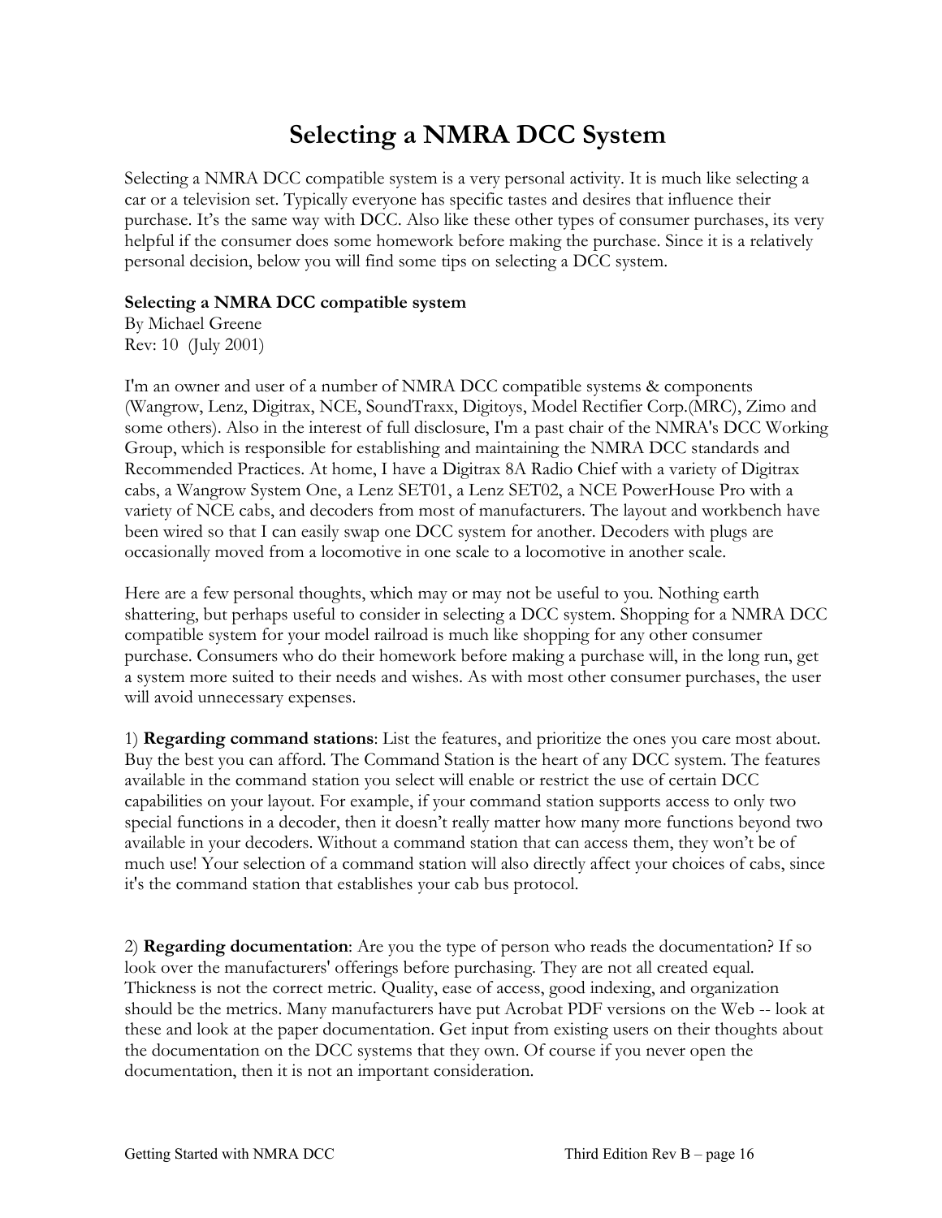# Selecting a NMRA DCC System

Selecting a NMRA DCC compatible system is a very personal activity. It is much like selecting a car or a television set. Typically everyone has specific tastes and desires that influence their purchase. It's the same way with DCC. Also like these other types of consumer purchases, its very helpful if the consumer does some homework before making the purchase. Since it is a relatively personal decision, below you will find some tips on selecting a DCC system.

**Selecting a NMRA DCC compatible system**
By Michael Greene
Rev: 10 (July 2001)

I'm an owner and user of a number of NMRA DCC compatible systems & components (Wangrow, Lenz, Digitrax, NCE, SoundTraxx, Digitoys, Model Rectifier Corp.(MRC), Zimo and some others). Also in the interest of full disclosure, I'm a past chair of the NMRA's DCC Working Group, which is responsible for establishing and maintaining the NMRA DCC standards and Recommended Practices. At home, I have a Digitrax 8A Radio Chief with a variety of Digitrax cabs, a Wangrow System One, a Lenz SET01, a Lenz SET02, a NCE PowerHouse Pro with a variety of NCE cabs, and decoders from most of manufacturers. The layout and workbench have been wired so that I can easily swap one DCC system for another. Decoders with plugs are occasionally moved from a locomotive in one scale to a locomotive in another scale.

Here are a few personal thoughts, which may or may not be useful to you. Nothing earth shattering, but perhaps useful to consider in selecting a DCC system. Shopping for a NMRA DCC compatible system for your model railroad is much like shopping for any other consumer purchase. Consumers who do their homework before making a purchase will, in the long run, get a system more suited to their needs and wishes. As with most other consumer purchases, the user will avoid unnecessary expenses.

1) **Regarding command stations**: List the features, and prioritize the ones you care most about. Buy the best you can afford. The Command Station is the heart of any DCC system. The features available in the command station you select will enable or restrict the use of certain DCC capabilities on your layout. For example, if your command station supports access to only two special functions in a decoder, then it doesn't really matter how many more functions beyond two available in your decoders. Without a command station that can access them, they won't be of much use! Your selection of a command station will also directly affect your choices of cabs, since it's the command station that establishes your cab bus protocol.

2) **Regarding documentation**: Are you the type of person who reads the documentation? If so look over the manufacturers' offerings before purchasing. They are not all created equal. Thickness is not the correct metric. Quality, ease of access, good indexing, and organization should be the metrics. Many manufacturers have put Acrobat PDF versions on the Web -- look at these and look at the paper documentation. Get input from existing users on their thoughts about the documentation on the DCC systems that they own. Of course if you never open the documentation, then it is not an important consideration.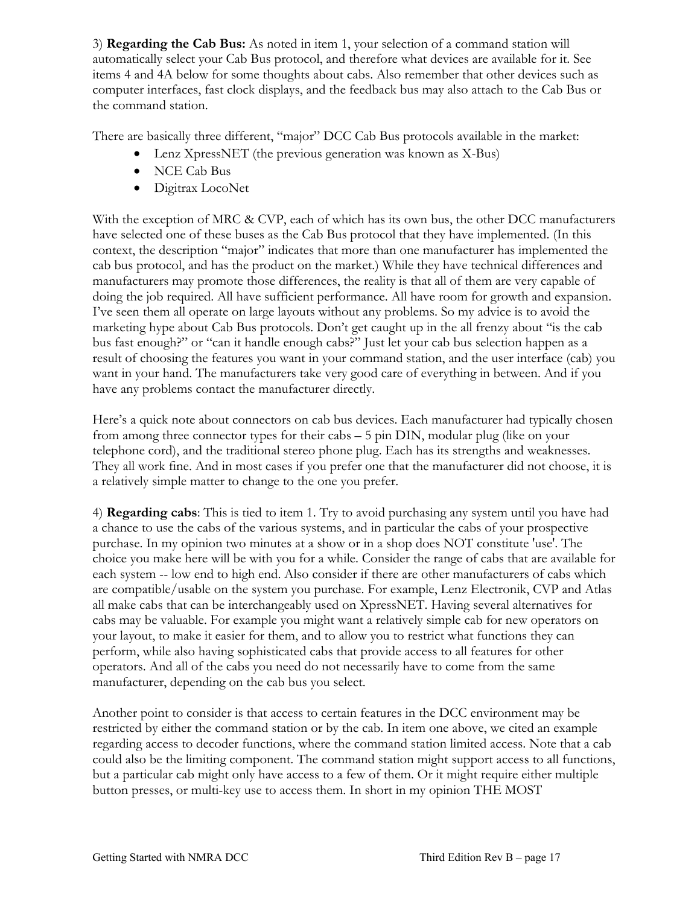3) **Regarding the Cab Bus:** As noted in item 1, your selection of a command station will automatically select your Cab Bus protocol, and therefore what devices are available for it. See items 4 and 4A below for some thoughts about cabs. Also remember that other devices such as computer interfaces, fast clock displays, and the feedback bus may also attach to the Cab Bus or the command station.

There are basically three different, "major" DCC Cab Bus protocols available in the market:

- Lenz XpressNET (the previous generation was known as X-Bus)
- NCE Cab Bus
- Digitrax LocoNet

With the exception of MRC & CVP, each of which has its own bus, the other DCC manufacturers have selected one of these buses as the Cab Bus protocol that they have implemented. (In this context, the description "major" indicates that more than one manufacturer has implemented the cab bus protocol, and has the product on the market.) While they have technical differences and manufacturers may promote those differences, the reality is that all of them are very capable of doing the job required. All have sufficient performance. All have room for growth and expansion. I've seen them all operate on large layouts without any problems. So my advice is to avoid the marketing hype about Cab Bus protocols. Don't get caught up in the all frenzy about "is the cab bus fast enough?" or "can it handle enough cabs?" Just let your cab bus selection happen as a result of choosing the features you want in your command station, and the user interface (cab) you want in your hand. The manufacturers take very good care of everything in between. And if you have any problems contact the manufacturer directly.

Here's a quick note about connectors on cab bus devices. Each manufacturer had typically chosen from among three connector types for their cabs – 5 pin DIN, modular plug (like on your telephone cord), and the traditional stereo phone plug. Each has its strengths and weaknesses. They all work fine. And in most cases if you prefer one that the manufacturer did not choose, it is a relatively simple matter to change to the one you prefer.

4) **Regarding cabs**: This is tied to item 1. Try to avoid purchasing any system until you have had a chance to use the cabs of the various systems, and in particular the cabs of your prospective purchase. In my opinion two minutes at a show or in a shop does NOT constitute 'use'. The choice you make here will be with you for a while. Consider the range of cabs that are available for each system -- low end to high end. Also consider if there are other manufacturers of cabs which are compatible/usable on the system you purchase. For example, Lenz Electronik, CVP and Atlas all make cabs that can be interchangeably used on XpressNET. Having several alternatives for cabs may be valuable. For example you might want a relatively simple cab for new operators on your layout, to make it easier for them, and to allow you to restrict what functions they can perform, while also having sophisticated cabs that provide access to all features for other operators. And all of the cabs you need do not necessarily have to come from the same manufacturer, depending on the cab bus you select.

Another point to consider is that access to certain features in the DCC environment may be restricted by either the command station or by the cab. In item one above, we cited an example regarding access to decoder functions, where the command station limited access. Note that a cab could also be the limiting component. The command station might support access to all functions, but a particular cab might only have access to a few of them. Or it might require either multiple button presses, or multi-key use to access them. In short in my opinion THE MOST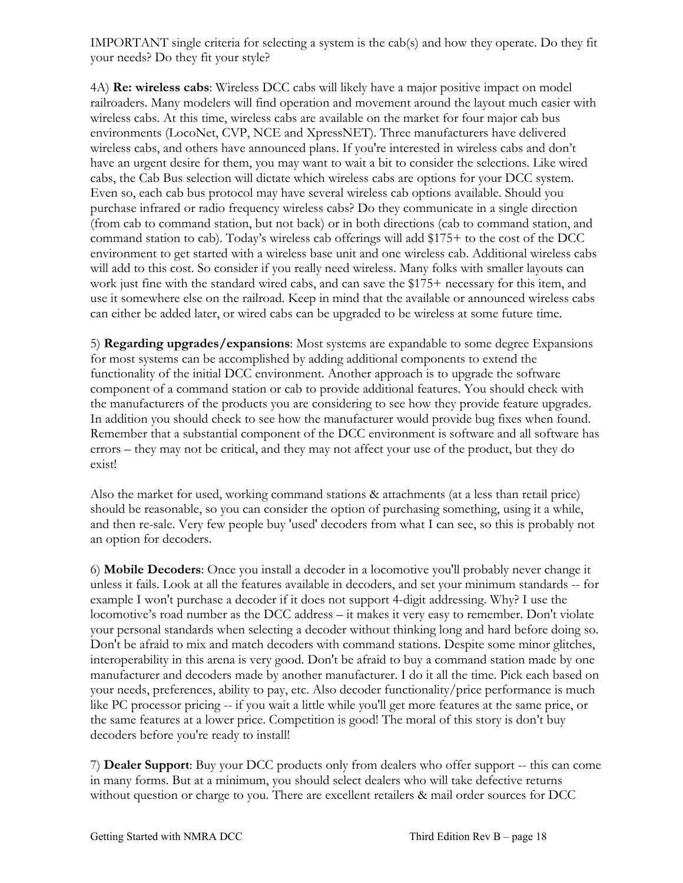IMPORTANT single criteria for selecting a system is the cab(s) and how they operate. Do they fit your needs? Do they fit your style?

4A) **Re: wireless cabs**: Wireless DCC cabs will likely have a major positive impact on model railroaders. Many modelers will find operation and movement around the layout much easier with wireless cabs. At this time, wireless cabs are available on the market for four major cab bus environments (LocoNet, CVP, NCE and XpressNET). Three manufacturers have delivered wireless cabs, and others have announced plans. If you're interested in wireless cabs and don't have an urgent desire for them, you may want to wait a bit to consider the selections. Like wired cabs, the Cab Bus selection will dictate which wireless cabs are options for your DCC system. Even so, each cab bus protocol may have several wireless cab options available. Should you purchase infrared or radio frequency wireless cabs? Do they communicate in a single direction (from cab to command station, but not back) or in both directions (cab to command station, and command station to cab). Today's wireless cab offerings will add $175+ to the cost of the DCC environment to get started with a wireless base unit and one wireless cab. Additional wireless cabs will add to this cost. So consider if you really need wireless. Many folks with smaller layouts can work just fine with the standard wired cabs, and can save the $175+ necessary for this item, and use it somewhere else on the railroad. Keep in mind that the available or announced wireless cabs can either be added later, or wired cabs can be upgraded to be wireless at some future time.

5) **Regarding upgrades/expansions**: Most systems are expandable to some degree Expansions for most systems can be accomplished by adding additional components to extend the functionality of the initial DCC environment. Another approach is to upgrade the software component of a command station or cab to provide additional features. You should check with the manufacturers of the products you are considering to see how they provide feature upgrades. In addition you should check to see how the manufacturer would provide bug fixes when found. Remember that a substantial component of the DCC environment is software and all software has errors – they may not be critical, and they may not affect your use of the product, but they do exist!

Also the market for used, working command stations & attachments (at a less than retail price) should be reasonable, so you can consider the option of purchasing something, using it a while, and then re-sale. Very few people buy 'used' decoders from what I can see, so this is probably not an option for decoders.

6) **Mobile Decoders**: Once you install a decoder in a locomotive you'll probably never change it unless it fails. Look at all the features available in decoders, and set your minimum standards -- for example I won't purchase a decoder if it does not support 4-digit addressing. Why? I use the locomotive's road number as the DCC address – it makes it very easy to remember. Don't violate your personal standards when selecting a decoder without thinking long and hard before doing so. Don't be afraid to mix and match decoders with command stations. Despite some minor glitches, interoperability in this arena is very good. Don't be afraid to buy a command station made by one manufacturer and decoders made by another manufacturer. I do it all the time. Pick each based on your needs, preferences, ability to pay, etc. Also decoder functionality/price performance is much like PC processor pricing -- if you wait a little while you'll get more features at the same price, or the same features at a lower price. Competition is good! The moral of this story is don't buy decoders before you're ready to install!

7) **Dealer Support**: Buy your DCC products only from dealers who offer support -- this can come in many forms. But at a minimum, you should select dealers who will take defective returns without question or charge to you. There are excellent retailers & mail order sources for DCC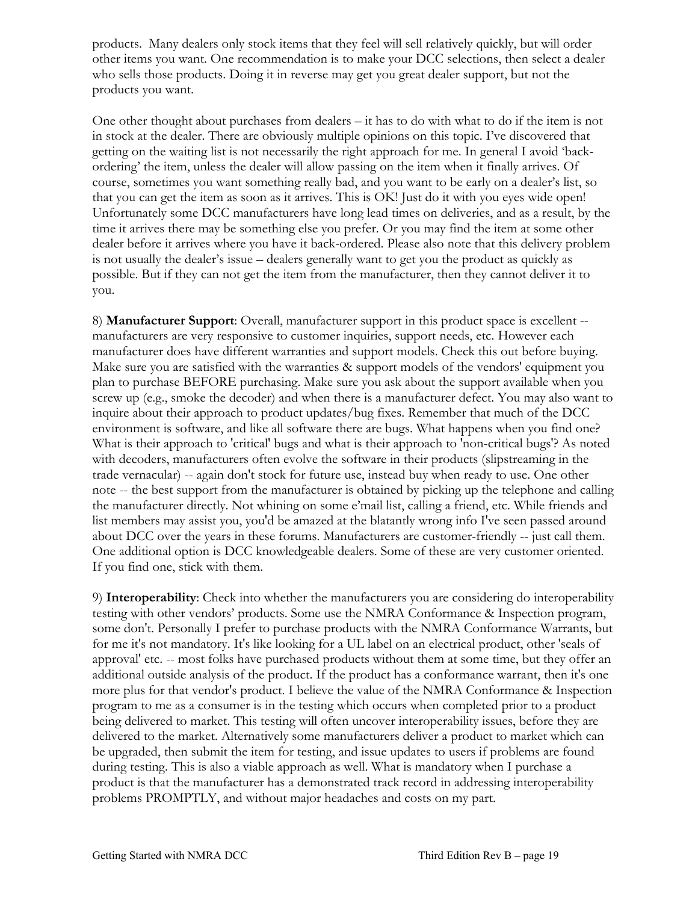products. Many dealers only stock items that they feel will sell relatively quickly, but will order other items you want. One recommendation is to make your DCC selections, then select a dealer who sells those products. Doing it in reverse may get you great dealer support, but not the products you want.

One other thought about purchases from dealers – it has to do with what to do if the item is not in stock at the dealer. There are obviously multiple opinions on this topic. I've discovered that getting on the waiting list is not necessarily the right approach for me. In general I avoid 'back-ordering' the item, unless the dealer will allow passing on the item when it finally arrives. Of course, sometimes you want something really bad, and you want to be early on a dealer's list, so that you can get the item as soon as it arrives. This is OK! Just do it with you eyes wide open! Unfortunately some DCC manufacturers have long lead times on deliveries, and as a result, by the time it arrives there may be something else you prefer. Or you may find the item at some other dealer before it arrives where you have it back-ordered. Please also note that this delivery problem is not usually the dealer's issue – dealers generally want to get you the product as quickly as possible. But if they can not get the item from the manufacturer, then they cannot deliver it to you.

8) **Manufacturer Support**: Overall, manufacturer support in this product space is excellent -- manufacturers are very responsive to customer inquiries, support needs, etc. However each manufacturer does have different warranties and support models. Check this out before buying. Make sure you are satisfied with the warranties & support models of the vendors' equipment you plan to purchase BEFORE purchasing. Make sure you ask about the support available when you screw up (e.g., smoke the decoder) and when there is a manufacturer defect. You may also want to inquire about their approach to product updates/bug fixes. Remember that much of the DCC environment is software, and like all software there are bugs. What happens when you find one? What is their approach to 'critical' bugs and what is their approach to 'non-critical bugs'? As noted with decoders, manufacturers often evolve the software in their products (slipstreaming in the trade vernacular) -- again don't stock for future use, instead buy when ready to use. One other note -- the best support from the manufacturer is obtained by picking up the telephone and calling the manufacturer directly. Not whining on some e'mail list, calling a friend, etc. While friends and list members may assist you, you'd be amazed at the blatantly wrong info I've seen passed around about DCC over the years in these forums. Manufacturers are customer-friendly -- just call them. One additional option is DCC knowledgeable dealers. Some of these are very customer oriented. If you find one, stick with them.

9) **Interoperability**: Check into whether the manufacturers you are considering do interoperability testing with other vendors' products. Some use the NMRA Conformance & Inspection program, some don't. Personally I prefer to purchase products with the NMRA Conformance Warrants, but for me it's not mandatory. It's like looking for a UL label on an electrical product, other 'seals of approval' etc. -- most folks have purchased products without them at some time, but they offer an additional outside analysis of the product. If the product has a conformance warrant, then it's one more plus for that vendor's product. I believe the value of the NMRA Conformance & Inspection program to me as a consumer is in the testing which occurs when completed prior to a product being delivered to market. This testing will often uncover interoperability issues, before they are delivered to the market. Alternatively some manufacturers deliver a product to market which can be upgraded, then submit the item for testing, and issue updates to users if problems are found during testing. This is also a viable approach as well. What is mandatory when I purchase a product is that the manufacturer has a demonstrated track record in addressing interoperability problems PROMPTLY, and without major headaches and costs on my part.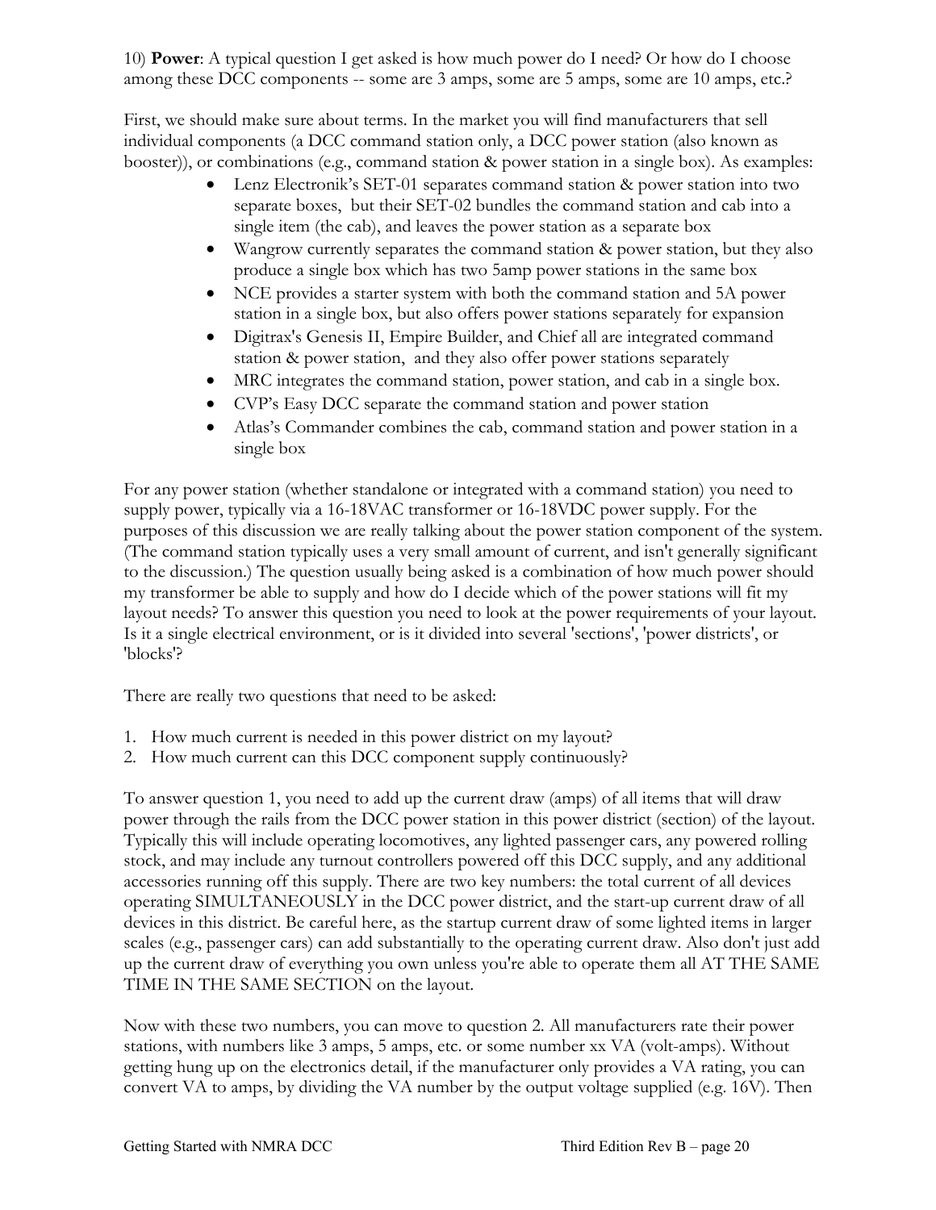10) **Power**: A typical question I get asked is how much power do I need? Or how do I choose among these DCC components -- some are 3 amps, some are 5 amps, some are 10 amps, etc.?

First, we should make sure about terms. In the market you will find manufacturers that sell individual components (a DCC command station only, a DCC power station (also known as booster)), or combinations (e.g., command station & power station in a single box). As examples:

- Lenz Electronik's SET-01 separates command station & power station into two separate boxes, but their SET-02 bundles the command station and cab into a single item (the cab), and leaves the power station as a separate box
- Wangrow currently separates the command station & power station, but they also produce a single box which has two 5amp power stations in the same box
- NCE provides a starter system with both the command station and 5A power station in a single box, but also offers power stations separately for expansion
- Digitrax's Genesis II, Empire Builder, and Chief all are integrated command station & power station, and they also offer power stations separately
- MRC integrates the command station, power station, and cab in a single box.
- CVP's Easy DCC separate the command station and power station
- Atlas's Commander combines the cab, command station and power station in a single box

For any power station (whether standalone or integrated with a command station) you need to supply power, typically via a 16-18VAC transformer or 16-18VDC power supply. For the purposes of this discussion we are really talking about the power station component of the system. (The command station typically uses a very small amount of current, and isn't generally significant to the discussion.) The question usually being asked is a combination of how much power should my transformer be able to supply and how do I decide which of the power stations will fit my layout needs? To answer this question you need to look at the power requirements of your layout. Is it a single electrical environment, or is it divided into several 'sections', 'power districts', or 'blocks'?

There are really two questions that need to be asked:

1. How much current is needed in this power district on my layout?
2. How much current can this DCC component supply continuously?

To answer question 1, you need to add up the current draw (amps) of all items that will draw power through the rails from the DCC power station in this power district (section) of the layout. Typically this will include operating locomotives, any lighted passenger cars, any powered rolling stock, and may include any turnout controllers powered off this DCC supply, and any additional accessories running off this supply. There are two key numbers: the total current of all devices operating SIMULTANEOUSLY in the DCC power district, and the start-up current draw of all devices in this district. Be careful here, as the startup current draw of some lighted items in larger scales (e.g., passenger cars) can add substantially to the operating current draw. Also don't just add up the current draw of everything you own unless you're able to operate them all AT THE SAME TIME IN THE SAME SECTION on the layout.

Now with these two numbers, you can move to question 2. All manufacturers rate their power stations, with numbers like 3 amps, 5 amps, etc. or some number xx VA (volt-amps). Without getting hung up on the electronics detail, if the manufacturer only provides a VA rating, you can convert VA to amps, by dividing the VA number by the output voltage supplied (e.g. 16V). Then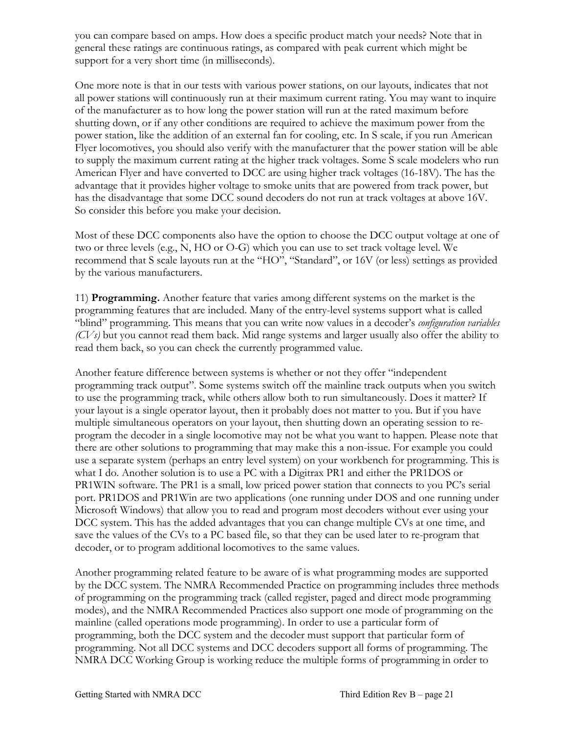you can compare based on amps. How does a specific product match your needs? Note that in general these ratings are continuous ratings, as compared with peak current which might be support for a very short time (in milliseconds).

One more note is that in our tests with various power stations, on our layouts, indicates that not all power stations will continuously run at their maximum current rating. You may want to inquire of the manufacturer as to how long the power station will run at the rated maximum before shutting down, or if any other conditions are required to achieve the maximum power from the power station, like the addition of an external fan for cooling, etc. In S scale, if you run American Flyer locomotives, you should also verify with the manufacturer that the power station will be able to supply the maximum current rating at the higher track voltages. Some S scale modelers who run American Flyer and have converted to DCC are using higher track voltages (16-18V). The has the advantage that it provides higher voltage to smoke units that are powered from track power, but has the disadvantage that some DCC sound decoders do not run at track voltages at above 16V. So consider this before you make your decision.

Most of these DCC components also have the option to choose the DCC output voltage at one of two or three levels (e.g., N, HO or O-G) which you can use to set track voltage level. We recommend that S scale layouts run at the "HO", "Standard", or 16V (or less) settings as provided by the various manufacturers.

11) **Programming.** Another feature that varies among different systems on the market is the programming features that are included. Many of the entry-level systems support what is called "blind" programming. This means that you can write now values in a decoder's *configuration variables (CVs)* but you cannot read them back. Mid range systems and larger usually also offer the ability to read them back, so you can check the currently programmed value.

Another feature difference between systems is whether or not they offer "independent programming track output". Some systems switch off the mainline track outputs when you switch to use the programming track, while others allow both to run simultaneously. Does it matter? If your layout is a single operator layout, then it probably does not matter to you. But if you have multiple simultaneous operators on your layout, then shutting down an operating session to re-program the decoder in a single locomotive may not be what you want to happen. Please note that there are other solutions to programming that may make this a non-issue. For example you could use a separate system (perhaps an entry level system) on your workbench for programming. This is what I do. Another solution is to use a PC with a Digitrax PR1 and either the PR1DOS or PR1WIN software. The PR1 is a small, low priced power station that connects to you PC's serial port. PR1DOS and PR1Win are two applications (one running under DOS and one running under Microsoft Windows) that allow you to read and program most decoders without ever using your DCC system. This has the added advantages that you can change multiple CVs at one time, and save the values of the CVs to a PC based file, so that they can be used later to re-program that decoder, or to program additional locomotives to the same values.

Another programming related feature to be aware of is what programming modes are supported by the DCC system. The NMRA Recommended Practice on programming includes three methods of programming on the programming track (called register, paged and direct mode programming modes), and the NMRA Recommended Practices also support one mode of programming on the mainline (called operations mode programming). In order to use a particular form of programming, both the DCC system and the decoder must support that particular form of programming. Not all DCC systems and DCC decoders support all forms of programming. The NMRA DCC Working Group is working reduce the multiple forms of programming in order to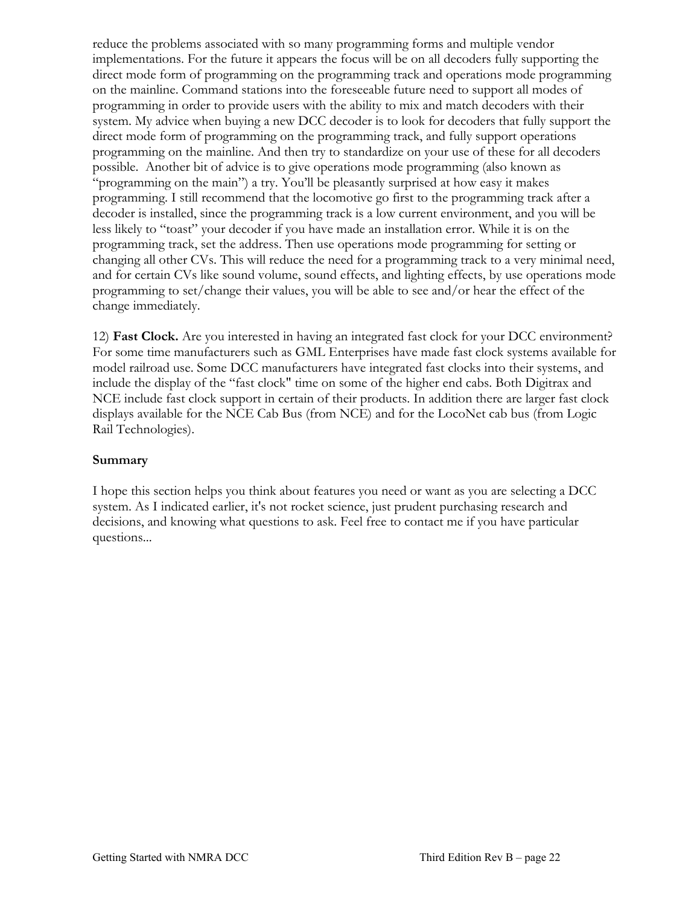reduce the problems associated with so many programming forms and multiple vendor implementations. For the future it appears the focus will be on all decoders fully supporting the direct mode form of programming on the programming track and operations mode programming on the mainline. Command stations into the foreseeable future need to support all modes of programming in order to provide users with the ability to mix and match decoders with their system. My advice when buying a new DCC decoder is to look for decoders that fully support the direct mode form of programming on the programming track, and fully support operations programming on the mainline. And then try to standardize on your use of these for all decoders possible. Another bit of advice is to give operations mode programming (also known as "programming on the main") a try. You'll be pleasantly surprised at how easy it makes programming. I still recommend that the locomotive go first to the programming track after a decoder is installed, since the programming track is a low current environment, and you will be less likely to "toast" your decoder if you have made an installation error. While it is on the programming track, set the address. Then use operations mode programming for setting or changing all other CVs. This will reduce the need for a programming track to a very minimal need, and for certain CVs like sound volume, sound effects, and lighting effects, by use operations mode programming to set/change their values, you will be able to see and/or hear the effect of the change immediately.

12) **Fast Clock.** Are you interested in having an integrated fast clock for your DCC environment? For some time manufacturers such as GML Enterprises have made fast clock systems available for model railroad use. Some DCC manufacturers have integrated fast clocks into their systems, and include the display of the "fast clock" time on some of the higher end cabs. Both Digitrax and NCE include fast clock support in certain of their products. In addition there are larger fast clock displays available for the NCE Cab Bus (from NCE) and for the LocoNet cab bus (from Logic Rail Technologies).

**Summary**

I hope this section helps you think about features you need or want as you are selecting a DCC system. As I indicated earlier, it's not rocket science, just prudent purchasing research and decisions, and knowing what questions to ask. Feel free to contact me if you have particular questions...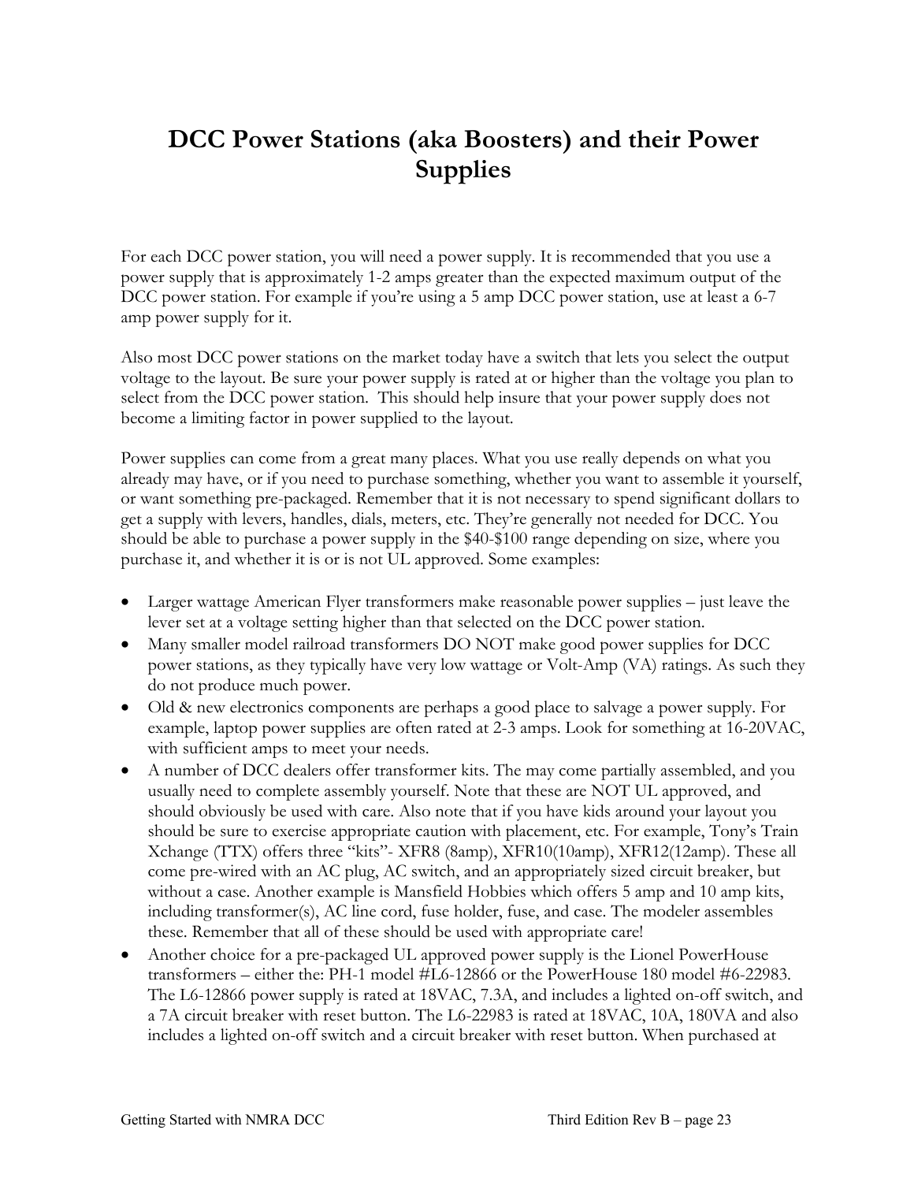# DCC Power Stations (aka Boosters) and their Power Supplies

For each DCC power station, you will need a power supply. It is recommended that you use a power supply that is approximately 1-2 amps greater than the expected maximum output of the DCC power station. For example if you're using a 5 amp DCC power station, use at least a 6-7 amp power supply for it.

Also most DCC power stations on the market today have a switch that lets you select the output voltage to the layout. Be sure your power supply is rated at or higher than the voltage you plan to select from the DCC power station. This should help insure that your power supply does not become a limiting factor in power supplied to the layout.

Power supplies can come from a great many places. What you use really depends on what you already may have, or if you need to purchase something, whether you want to assemble it yourself, or want something pre-packaged. Remember that it is not necessary to spend significant dollars to get a supply with levers, handles, dials, meters, etc. They're generally not needed for DCC. You should be able to purchase a power supply in the $40-$100 range depending on size, where you purchase it, and whether it is or is not UL approved. Some examples:

- Larger wattage American Flyer transformers make reasonable power supplies – just leave the lever set at a voltage setting higher than that selected on the DCC power station.
- Many smaller model railroad transformers DO NOT make good power supplies for DCC power stations, as they typically have very low wattage or Volt-Amp (VA) ratings. As such they do not produce much power.
- Old & new electronics components are perhaps a good place to salvage a power supply. For example, laptop power supplies are often rated at 2-3 amps. Look for something at 16-20VAC, with sufficient amps to meet your needs.
- A number of DCC dealers offer transformer kits. The may come partially assembled, and you usually need to complete assembly yourself. Note that these are NOT UL approved, and should obviously be used with care. Also note that if you have kids around your layout you should be sure to exercise appropriate caution with placement, etc. For example, Tony's Train Xchange (TTX) offers three "kits"- XFR8 (8amp), XFR10(10amp), XFR12(12amp). These all come pre-wired with an AC plug, AC switch, and an appropriately sized circuit breaker, but without a case. Another example is Mansfield Hobbies which offers 5 amp and 10 amp kits, including transformer(s), AC line cord, fuse holder, fuse, and case. The modeler assembles these. Remember that all of these should be used with appropriate care!
- Another choice for a pre-packaged UL approved power supply is the Lionel PowerHouse transformers – either the: PH-1 model #L6-12866 or the PowerHouse 180 model #6-22983. The L6-12866 power supply is rated at 18VAC, 7.3A, and includes a lighted on-off switch, and a 7A circuit breaker with reset button. The L6-22983 is rated at 18VAC, 10A, 180VA and also includes a lighted on-off switch and a circuit breaker with reset button. When purchased at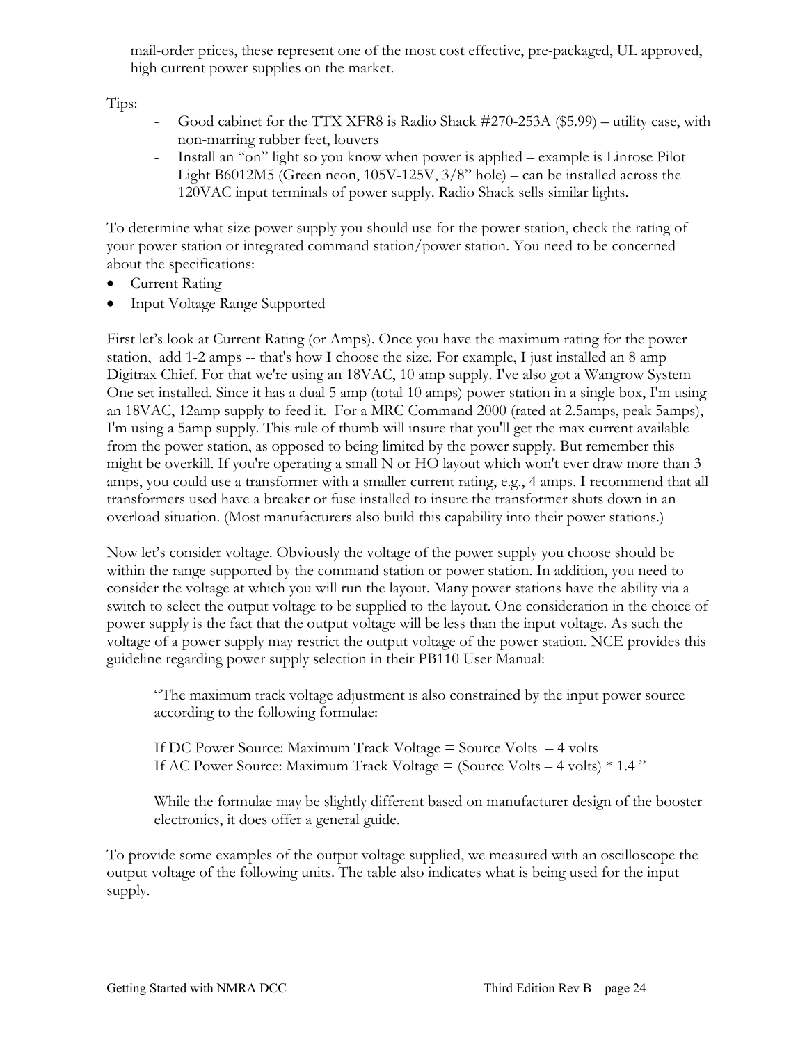mail-order prices, these represent one of the most cost effective, pre-packaged, UL approved, high current power supplies on the market.

Tips:

- Good cabinet for the TTX XFR8 is Radio Shack #270-253A ($5.99) – utility case, with non-marring rubber feet, louvers
- Install an "on" light so you know when power is applied – example is Linrose Pilot Light B6012M5 (Green neon, 105V-125V, 3/8" hole) – can be installed across the 120VAC input terminals of power supply. Radio Shack sells similar lights.

To determine what size power supply you should use for the power station, check the rating of your power station or integrated command station/power station. You need to be concerned about the specifications:

- Current Rating
- Input Voltage Range Supported

First let's look at Current Rating (or Amps). Once you have the maximum rating for the power station, add 1-2 amps -- that's how I choose the size. For example, I just installed an 8 amp Digitrax Chief. For that we're using an 18VAC, 10 amp supply. I've also got a Wangrow System One set installed. Since it has a dual 5 amp (total 10 amps) power station in a single box, I'm using an 18VAC, 12amp supply to feed it. For a MRC Command 2000 (rated at 2.5amps, peak 5amps), I'm using a 5amp supply. This rule of thumb will insure that you'll get the max current available from the power station, as opposed to being limited by the power supply. But remember this might be overkill. If you're operating a small N or HO layout which won't ever draw more than 3 amps, you could use a transformer with a smaller current rating, e.g., 4 amps. I recommend that all transformers used have a breaker or fuse installed to insure the transformer shuts down in an overload situation. (Most manufacturers also build this capability into their power stations.)

Now let's consider voltage. Obviously the voltage of the power supply you choose should be within the range supported by the command station or power station. In addition, you need to consider the voltage at which you will run the layout. Many power stations have the ability via a switch to select the output voltage to be supplied to the layout. One consideration in the choice of power supply is the fact that the output voltage will be less than the input voltage. As such the voltage of a power supply may restrict the output voltage of the power station. NCE provides this guideline regarding power supply selection in their PB110 User Manual:

> "The maximum track voltage adjustment is also constrained by the input power source according to the following formulae:
>
> If DC Power Source: Maximum Track Voltage = Source Volts – 4 volts
> If AC Power Source: Maximum Track Voltage = (Source Volts – 4 volts) * 1.4 "
>
> While the formulae may be slightly different based on manufacturer design of the booster electronics, it does offer a general guide.

To provide some examples of the output voltage supplied, we measured with an oscilloscope the output voltage of the following units. The table also indicates what is being used for the input supply.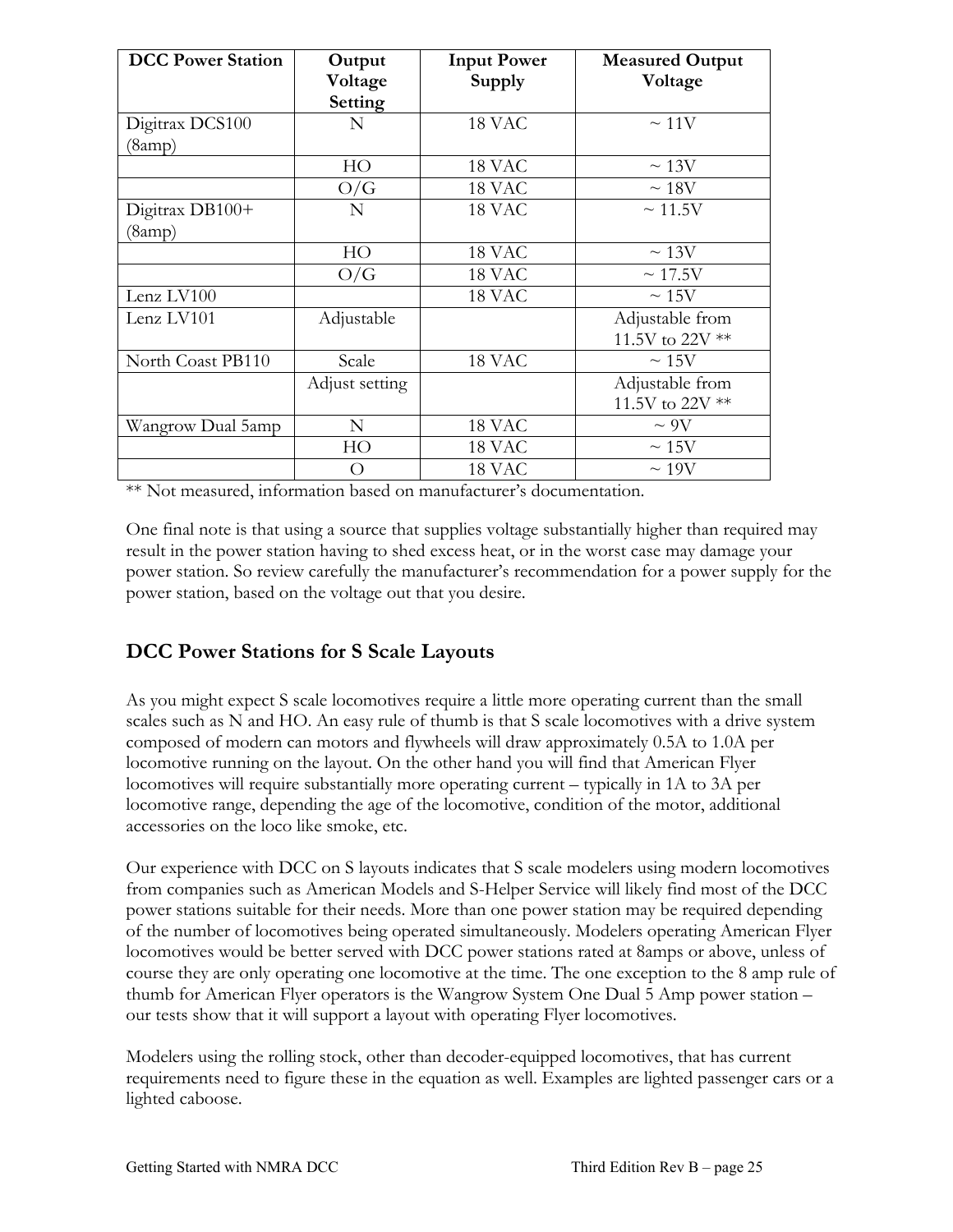| DCC Power Station | Output Voltage Setting | Input Power Supply | Measured Output Voltage |
|---|---|---|---|
| Digitrax DCS100 (8amp) | N | 18 VAC | ~ 11V |
| | HO | 18 VAC | ~ 13V |
| | O/G | 18 VAC | ~ 18V |
| Digitrax DB100+ (8amp) | N | 18 VAC | ~ 11.5V |
| | HO | 18 VAC | ~ 13V |
| | O/G | 18 VAC | ~ 17.5V |
| Lenz LV100 | | 18 VAC | ~ 15V |
| Lenz LV101 | Adjustable | | Adjustable from 11.5V to 22V ** |
| North Coast PB110 | Scale | 18 VAC | ~ 15V |
| | Adjust setting | | Adjustable from 11.5V to 22V ** |
| Wangrow Dual 5amp | N | 18 VAC | ~ 9V |
| | HO | 18 VAC | ~ 15V |
| | O | 18 VAC | ~ 19V |

** Not measured, information based on manufacturer's documentation.

One final note is that using a source that supplies voltage substantially higher than required may result in the power station having to shed excess heat, or in the worst case may damage your power station. So review carefully the manufacturer's recommendation for a power supply for the power station, based on the voltage out that you desire.

## DCC Power Stations for S Scale Layouts

As you might expect S scale locomotives require a little more operating current than the small scales such as N and HO. An easy rule of thumb is that S scale locomotives with a drive system composed of modern can motors and flywheels will draw approximately 0.5A to 1.0A per locomotive running on the layout. On the other hand you will find that American Flyer locomotives will require substantially more operating current – typically in 1A to 3A per locomotive range, depending the age of the locomotive, condition of the motor, additional accessories on the loco like smoke, etc.

Our experience with DCC on S layouts indicates that S scale modelers using modern locomotives from companies such as American Models and S-Helper Service will likely find most of the DCC power stations suitable for their needs. More than one power station may be required depending of the number of locomotives being operated simultaneously. Modelers operating American Flyer locomotives would be better served with DCC power stations rated at 8amps or above, unless of course they are only operating one locomotive at the time. The one exception to the 8 amp rule of thumb for American Flyer operators is the Wangrow System One Dual 5 Amp power station – our tests show that it will support a layout with operating Flyer locomotives.

Modelers using the rolling stock, other than decoder-equipped locomotives, that has current requirements need to figure these in the equation as well. Examples are lighted passenger cars or a lighted caboose.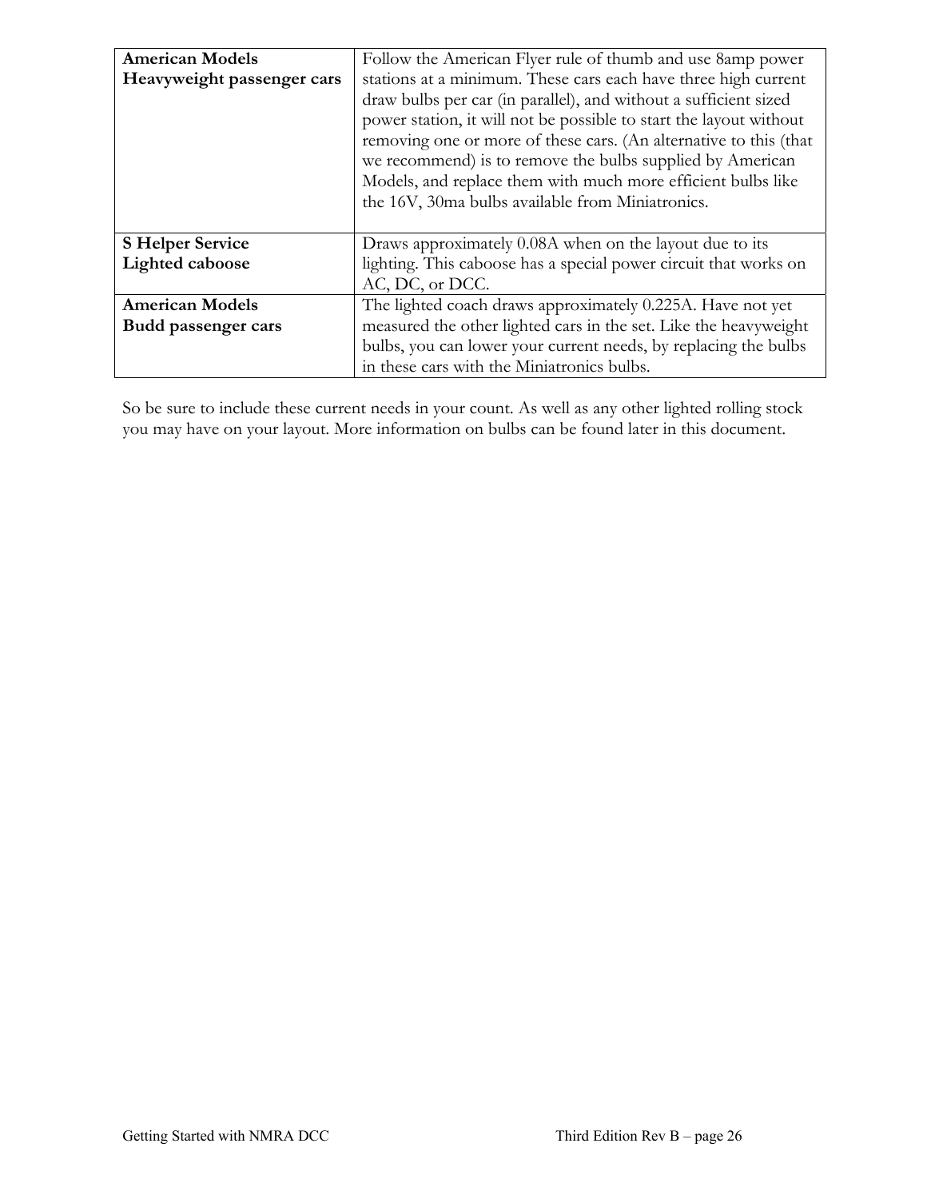| | |
|---|---|
| **American Models Heavyweight passenger cars** | Follow the American Flyer rule of thumb and use 8amp power stations at a minimum. These cars each have three high current draw bulbs per car (in parallel), and without a sufficient sized power station, it will not be possible to start the layout without removing one or more of these cars. (An alternative to this (that we recommend) is to remove the bulbs supplied by American Models, and replace them with much more efficient bulbs like the 16V, 30ma bulbs available from Miniatronics. |
| **S Helper Service Lighted caboose** | Draws approximately 0.08A when on the layout due to its lighting. This caboose has a special power circuit that works on AC, DC, or DCC. |
| **American Models Budd passenger cars** | The lighted coach draws approximately 0.225A. Have not yet measured the other lighted cars in the set. Like the heavyweight bulbs, you can lower your current needs, by replacing the bulbs in these cars with the Miniatronics bulbs. |

So be sure to include these current needs in your count. As well as any other lighted rolling stock you may have on your layout. More information on bulbs can be found later in this document.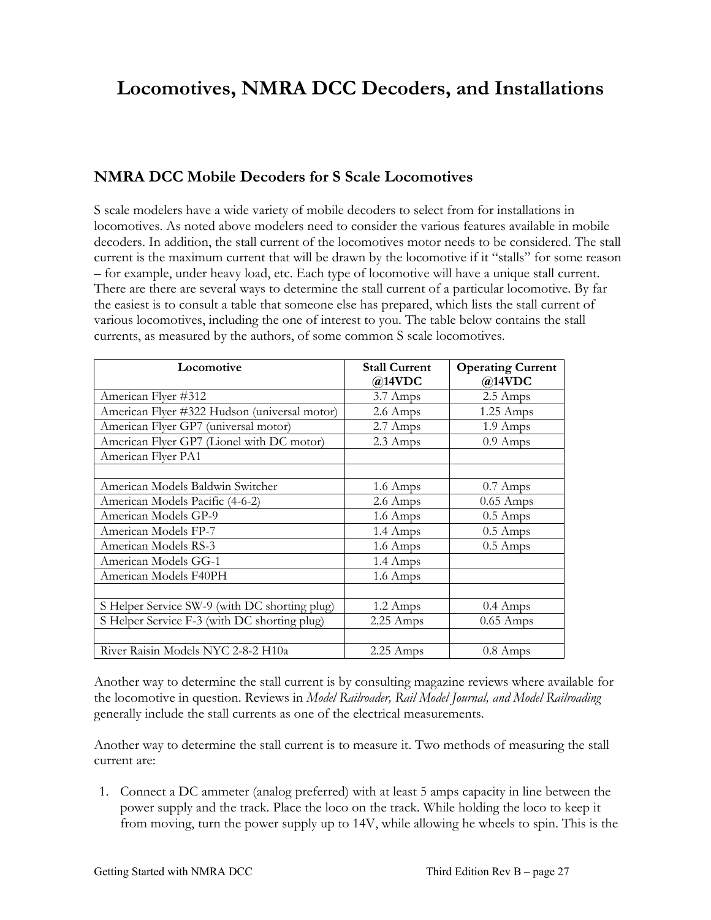# Locomotives, NMRA DCC Decoders, and Installations

## NMRA DCC Mobile Decoders for S Scale Locomotives

S scale modelers have a wide variety of mobile decoders to select from for installations in locomotives. As noted above modelers need to consider the various features available in mobile decoders. In addition, the stall current of the locomotives motor needs to be considered. The stall current is the maximum current that will be drawn by the locomotive if it "stalls" for some reason – for example, under heavy load, etc. Each type of locomotive will have a unique stall current. There are there are several ways to determine the stall current of a particular locomotive. By far the easiest is to consult a table that someone else has prepared, which lists the stall current of various locomotives, including the one of interest to you. The table below contains the stall currents, as measured by the authors, of some common S scale locomotives.

| Locomotive | Stall Current @14VDC | Operating Current @14VDC |
|---|---|---|
| American Flyer #312 | 3.7 Amps | 2.5 Amps |
| American Flyer #322 Hudson (universal motor) | 2.6 Amps | 1.25 Amps |
| American Flyer GP7 (universal motor) | 2.7 Amps | 1.9 Amps |
| American Flyer GP7 (Lionel with DC motor) | 2.3 Amps | 0.9 Amps |
| American Flyer PA1 | | |
| | | |
| American Models Baldwin Switcher | 1.6 Amps | 0.7 Amps |
| American Models Pacific (4-6-2) | 2.6 Amps | 0.65 Amps |
| American Models GP-9 | 1.6 Amps | 0.5 Amps |
| American Models FP-7 | 1.4 Amps | 0.5 Amps |
| American Models RS-3 | 1.6 Amps | 0.5 Amps |
| American Models GG-1 | 1.4 Amps | |
| American Models F40PH | 1.6 Amps | |
| | | |
| S Helper Service SW-9 (with DC shorting plug) | 1.2 Amps | 0.4 Amps |
| S Helper Service F-3 (with DC shorting plug) | 2.25 Amps | 0.65 Amps |
| | | |
| River Raisin Models NYC 2-8-2 H10a | 2.25 Amps | 0.8 Amps |

Another way to determine the stall current is by consulting magazine reviews where available for the locomotive in question. Reviews in *Model Railroader, Rail Model Journal, and Model Railroading* generally include the stall currents as one of the electrical measurements.

Another way to determine the stall current is to measure it. Two methods of measuring the stall current are:

1. Connect a DC ammeter (analog preferred) with at least 5 amps capacity in line between the power supply and the track. Place the loco on the track. While holding the loco to keep it from moving, turn the power supply up to 14V, while allowing he wheels to spin. This is the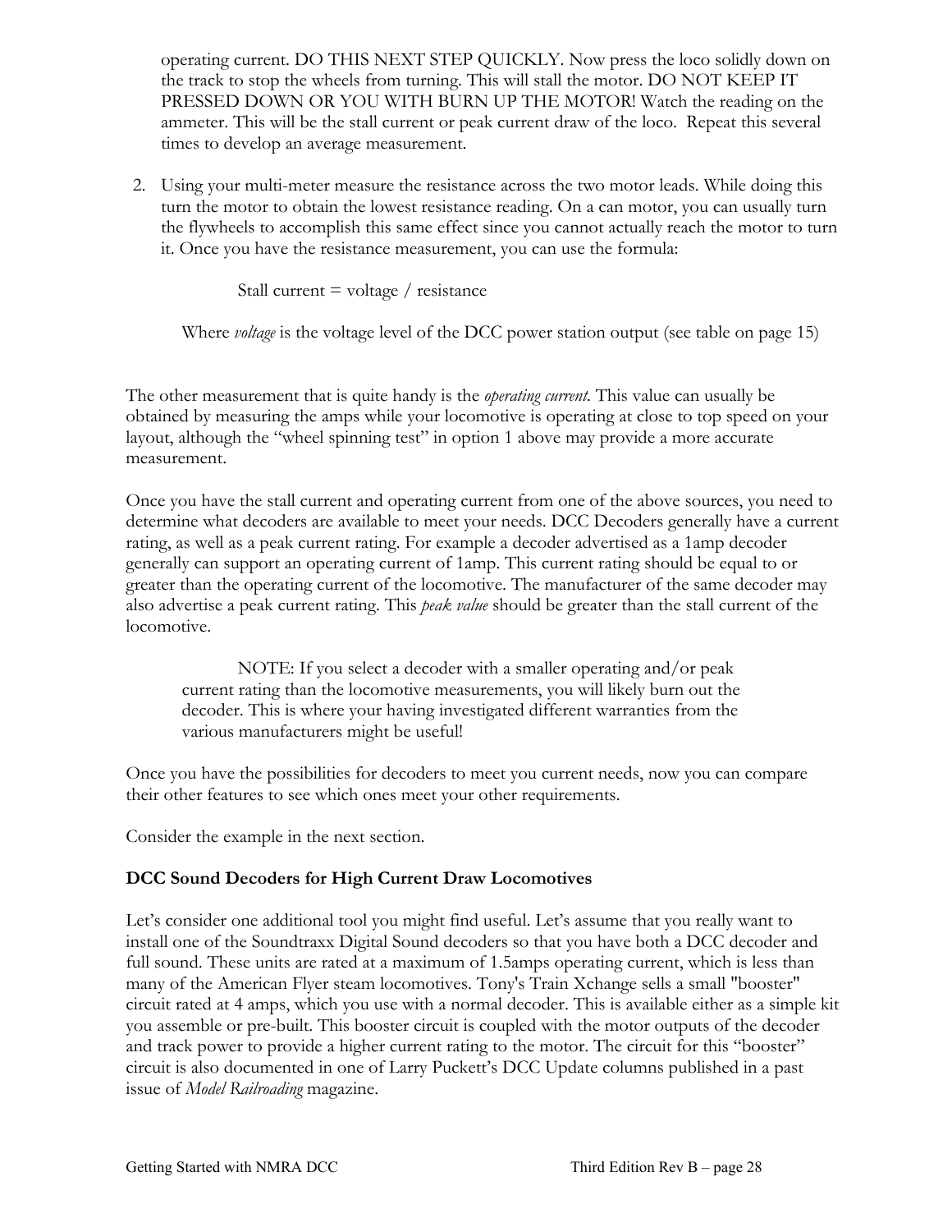operating current. DO THIS NEXT STEP QUICKLY. Now press the loco solidly down on the track to stop the wheels from turning. This will stall the motor. DO NOT KEEP IT PRESSED DOWN OR YOU WITH BURN UP THE MOTOR! Watch the reading on the ammeter. This will be the stall current or peak current draw of the loco. Repeat this several times to develop an average measurement.

2. Using your multi-meter measure the resistance across the two motor leads. While doing this turn the motor to obtain the lowest resistance reading. On a can motor, you can usually turn the flywheels to accomplish this same effect since you cannot actually reach the motor to turn it. Once you have the resistance measurement, you can use the formula:

   Stall current = voltage / resistance

   Where *voltage* is the voltage level of the DCC power station output (see table on page 15)

The other measurement that is quite handy is the *operating current*. This value can usually be obtained by measuring the amps while your locomotive is operating at close to top speed on your layout, although the "wheel spinning test" in option 1 above may provide a more accurate measurement.

Once you have the stall current and operating current from one of the above sources, you need to determine what decoders are available to meet your needs. DCC Decoders generally have a current rating, as well as a peak current rating. For example a decoder advertised as a 1amp decoder generally can support an operating current of 1amp. This current rating should be equal to or greater than the operating current of the locomotive. The manufacturer of the same decoder may also advertise a peak current rating. This *peak value* should be greater than the stall current of the locomotive.

> NOTE: If you select a decoder with a smaller operating and/or peak current rating than the locomotive measurements, you will likely burn out the decoder. This is where your having investigated different warranties from the various manufacturers might be useful!

Once you have the possibilities for decoders to meet you current needs, now you can compare their other features to see which ones meet your other requirements.

Consider the example in the next section.

### DCC Sound Decoders for High Current Draw Locomotives

Let's consider one additional tool you might find useful. Let's assume that you really want to install one of the Soundtraxx Digital Sound decoders so that you have both a DCC decoder and full sound. These units are rated at a maximum of 1.5amps operating current, which is less than many of the American Flyer steam locomotives. Tony's Train Xchange sells a small "booster" circuit rated at 4 amps, which you use with a normal decoder. This is available either as a simple kit you assemble or pre-built. This booster circuit is coupled with the motor outputs of the decoder and track power to provide a higher current rating to the motor. The circuit for this "booster" circuit is also documented in one of Larry Puckett's DCC Update columns published in a past issue of *Model Railroading* magazine.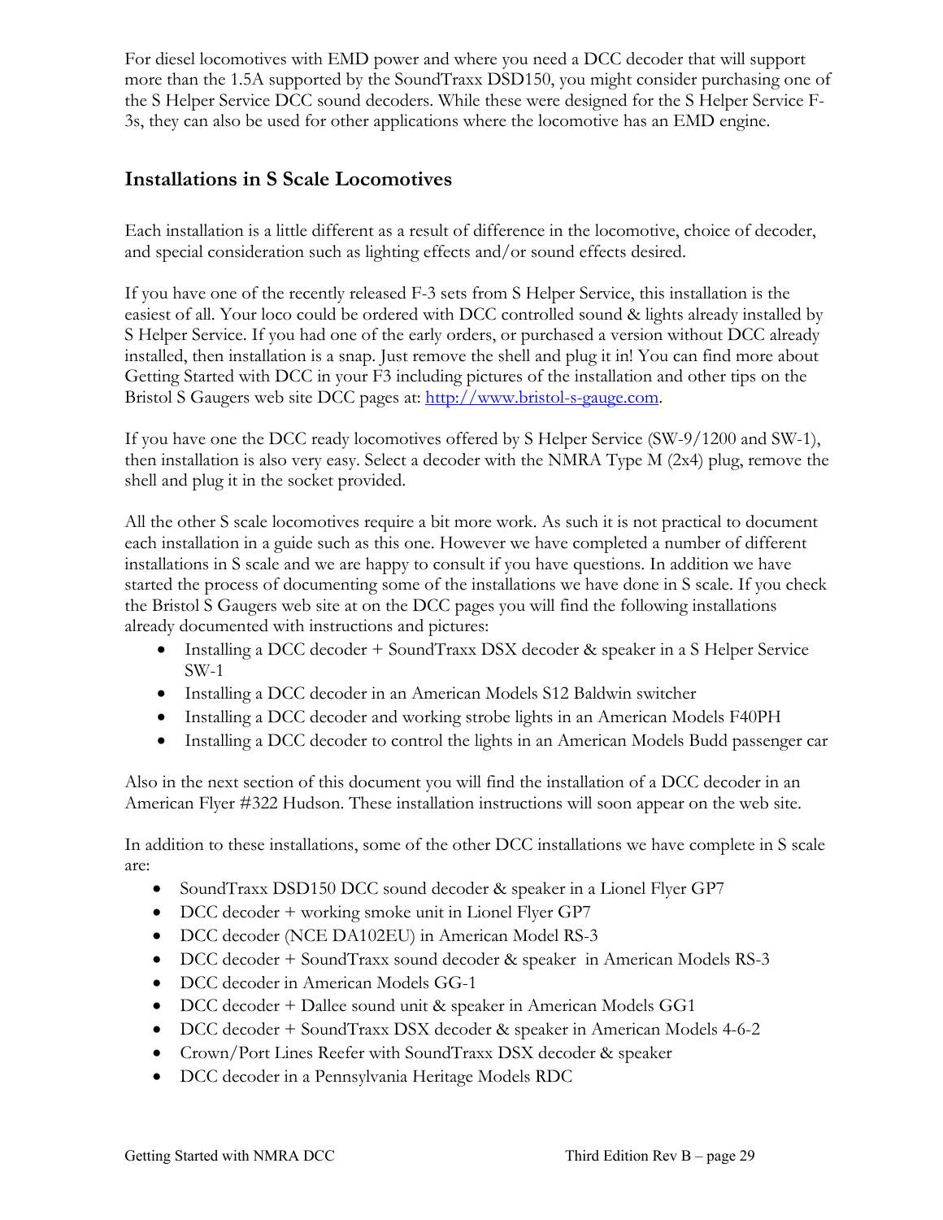For diesel locomotives with EMD power and where you need a DCC decoder that will support more than the 1.5A supported by the SoundTraxx DSD150, you might consider purchasing one of the S Helper Service DCC sound decoders. While these were designed for the S Helper Service F-3s, they can also be used for other applications where the locomotive has an EMD engine.

## Installations in S Scale Locomotives

Each installation is a little different as a result of difference in the locomotive, choice of decoder, and special consideration such as lighting effects and/or sound effects desired.

If you have one of the recently released F-3 sets from S Helper Service, this installation is the easiest of all. Your loco could be ordered with DCC controlled sound & lights already installed by S Helper Service. If you had one of the early orders, or purchased a version without DCC already installed, then installation is a snap. Just remove the shell and plug it in! You can find more about Getting Started with DCC in your F3 including pictures of the installation and other tips on the Bristol S Gaugers web site DCC pages at: [http://www.bristol-s-gauge.com](http://www.bristol-s-gauge.com).

If you have one the DCC ready locomotives offered by S Helper Service (SW-9/1200 and SW-1), then installation is also very easy. Select a decoder with the NMRA Type M (2x4) plug, remove the shell and plug it in the socket provided.

All the other S scale locomotives require a bit more work. As such it is not practical to document each installation in a guide such as this one. However we have completed a number of different installations in S scale and we are happy to consult if you have questions. In addition we have started the process of documenting some of the installations we have done in S scale. If you check the Bristol S Gaugers web site at on the DCC pages you will find the following installations already documented with instructions and pictures:

- Installing a DCC decoder + SoundTraxx DSX decoder & speaker in a S Helper Service SW-1
- Installing a DCC decoder in an American Models S12 Baldwin switcher
- Installing a DCC decoder and working strobe lights in an American Models F40PH
- Installing a DCC decoder to control the lights in an American Models Budd passenger car

Also in the next section of this document you will find the installation of a DCC decoder in an American Flyer #322 Hudson. These installation instructions will soon appear on the web site.

In addition to these installations, some of the other DCC installations we have complete in S scale are:

- SoundTraxx DSD150 DCC sound decoder & speaker in a Lionel Flyer GP7
- DCC decoder + working smoke unit in Lionel Flyer GP7
- DCC decoder (NCE DA102EU) in American Model RS-3
- DCC decoder + SoundTraxx sound decoder & speaker in American Models RS-3
- DCC decoder in American Models GG-1
- DCC decoder + Dallee sound unit & speaker in American Models GG1
- DCC decoder + SoundTraxx DSX decoder & speaker in American Models 4-6-2
- Crown/Port Lines Reefer with SoundTraxx DSX decoder & speaker
- DCC decoder in a Pennsylvania Heritage Models RDC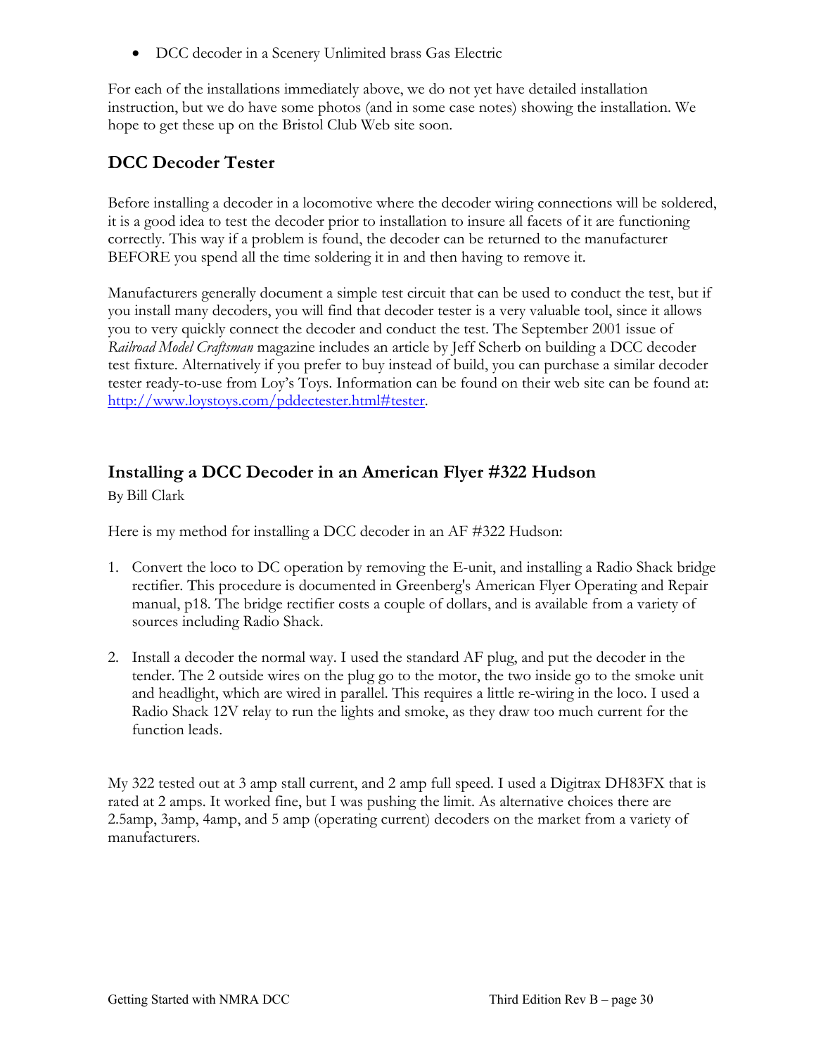- DCC decoder in a Scenery Unlimited brass Gas Electric

For each of the installations immediately above, we do not yet have detailed installation instruction, but we do have some photos (and in some case notes) showing the installation. We hope to get these up on the Bristol Club Web site soon.

## DCC Decoder Tester

Before installing a decoder in a locomotive where the decoder wiring connections will be soldered, it is a good idea to test the decoder prior to installation to insure all facets of it are functioning correctly. This way if a problem is found, the decoder can be returned to the manufacturer BEFORE you spend all the time soldering it in and then having to remove it.

Manufacturers generally document a simple test circuit that can be used to conduct the test, but if you install many decoders, you will find that decoder tester is a very valuable tool, since it allows you to very quickly connect the decoder and conduct the test. The September 2001 issue of *Railroad Model Craftsman* magazine includes an article by Jeff Scherb on building a DCC decoder test fixture. Alternatively if you prefer to buy instead of build, you can purchase a similar decoder tester ready-to-use from Loy's Toys. Information can be found on their web site can be found at: http://www.loystoys.com/pddectester.html#tester.

## Installing a DCC Decoder in an American Flyer #322 Hudson

By Bill Clark

Here is my method for installing a DCC decoder in an AF #322 Hudson:

1. Convert the loco to DC operation by removing the E-unit, and installing a Radio Shack bridge rectifier. This procedure is documented in Greenberg's American Flyer Operating and Repair manual, p18. The bridge rectifier costs a couple of dollars, and is available from a variety of sources including Radio Shack.

2. Install a decoder the normal way. I used the standard AF plug, and put the decoder in the tender. The 2 outside wires on the plug go to the motor, the two inside go to the smoke unit and headlight, which are wired in parallel. This requires a little re-wiring in the loco. I used a Radio Shack 12V relay to run the lights and smoke, as they draw too much current for the function leads.

My 322 tested out at 3 amp stall current, and 2 amp full speed. I used a Digitrax DH83FX that is rated at 2 amps. It worked fine, but I was pushing the limit. As alternative choices there are 2.5amp, 3amp, 4amp, and 5 amp (operating current) decoders on the market from a variety of manufacturers.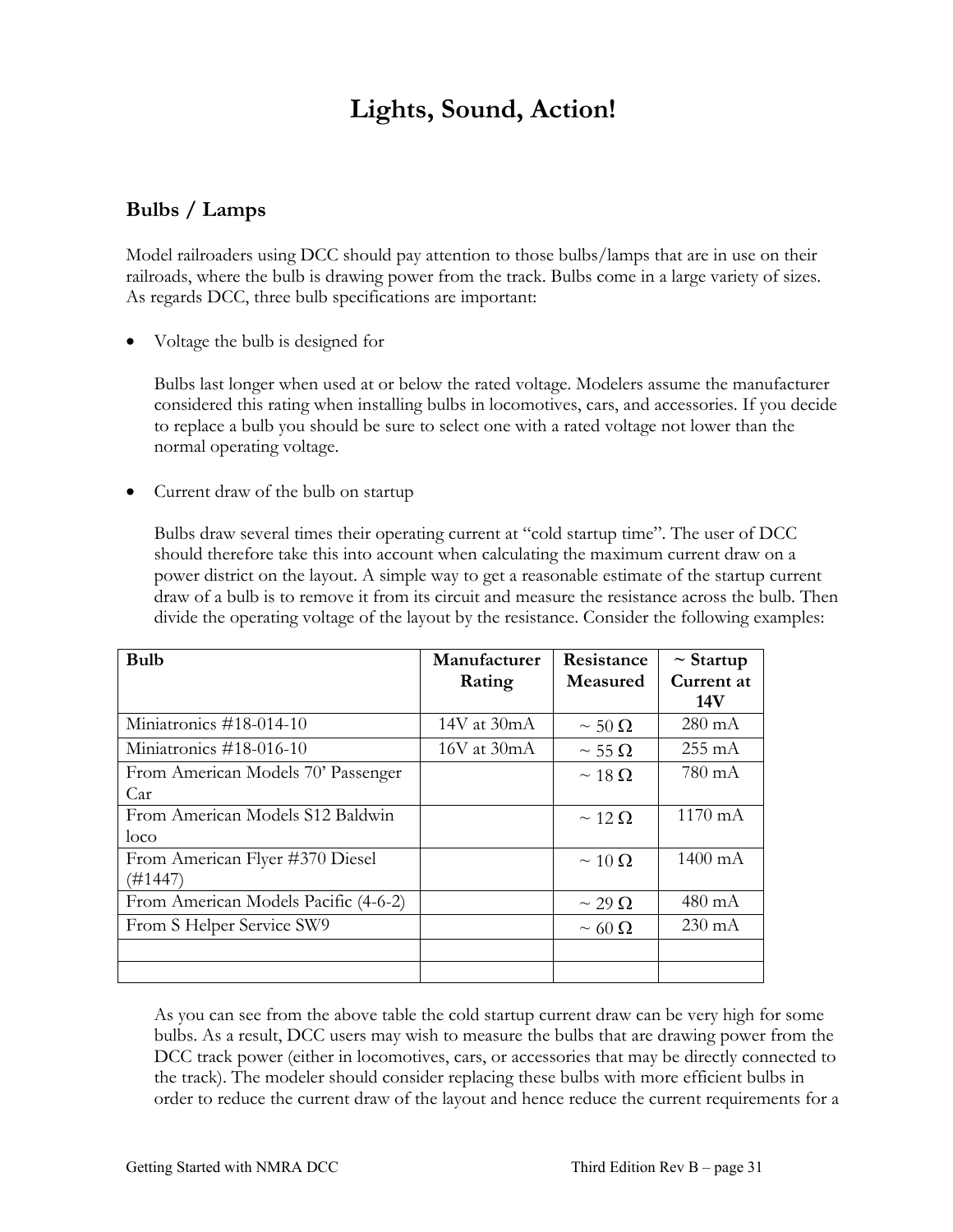# Lights, Sound, Action!

## Bulbs / Lamps

Model railroaders using DCC should pay attention to those bulbs/lamps that are in use on their railroads, where the bulb is drawing power from the track. Bulbs come in a large variety of sizes. As regards DCC, three bulb specifications are important:

- Voltage the bulb is designed for

  Bulbs last longer when used at or below the rated voltage. Modelers assume the manufacturer considered this rating when installing bulbs in locomotives, cars, and accessories. If you decide to replace a bulb you should be sure to select one with a rated voltage not lower than the normal operating voltage.

- Current draw of the bulb on startup

  Bulbs draw several times their operating current at "cold startup time". The user of DCC should therefore take this into account when calculating the maximum current draw on a power district on the layout. A simple way to get a reasonable estimate of the startup current draw of a bulb is to remove it from its circuit and measure the resistance across the bulb. Then divide the operating voltage of the layout by the resistance. Consider the following examples:

| Bulb | Manufacturer Rating | Resistance Measured | ~ Startup Current at 14V |
|---|---|---|---|
| Miniatronics #18-014-10 | 14V at 30mA | ~ 50 Ω | 280 mA |
| Miniatronics #18-016-10 | 16V at 30mA | ~ 55 Ω | 255 mA |
| From American Models 70' Passenger Car | | ~ 18 Ω | 780 mA |
| From American Models S12 Baldwin loco | | ~ 12 Ω | 1170 mA |
| From American Flyer #370 Diesel (#1447) | | ~ 10 Ω | 1400 mA |
| From American Models Pacific (4-6-2) | | ~ 29 Ω | 480 mA |
| From S Helper Service SW9 | | ~ 60 Ω | 230 mA |
| | | | |
| | | | |

As you can see from the above table the cold startup current draw can be very high for some bulbs. As a result, DCC users may wish to measure the bulbs that are drawing power from the DCC track power (either in locomotives, cars, or accessories that may be directly connected to the track). The modeler should consider replacing these bulbs with more efficient bulbs in order to reduce the current draw of the layout and hence reduce the current requirements for a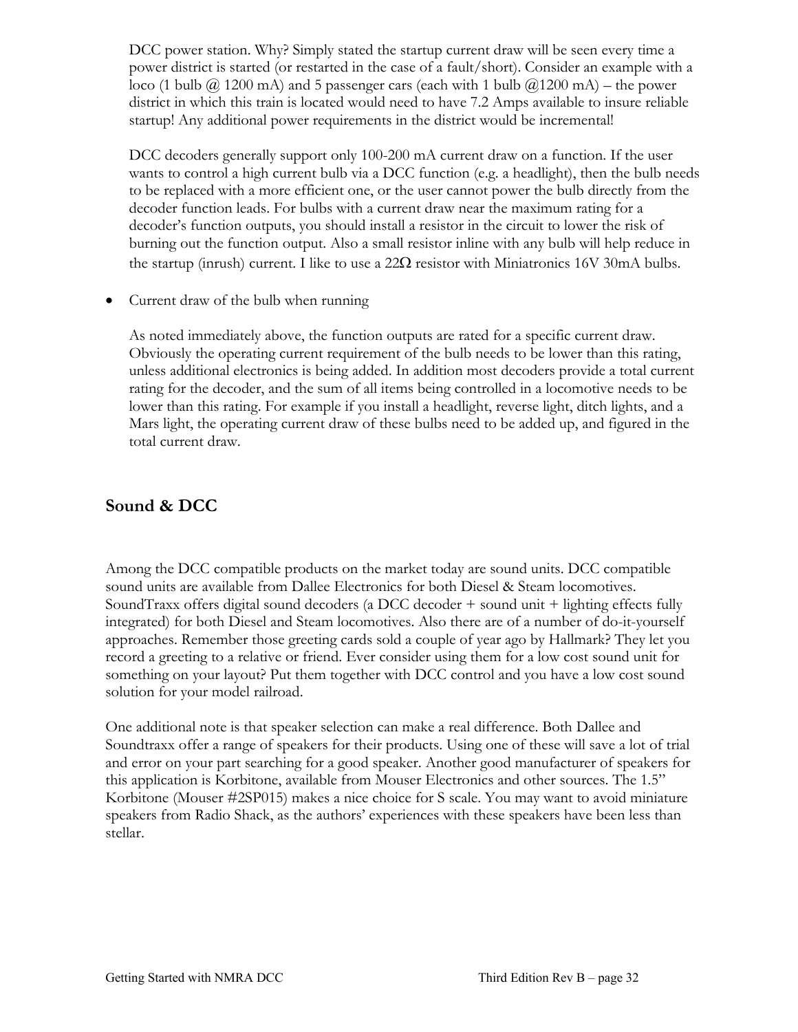DCC power station. Why? Simply stated the startup current draw will be seen every time a power district is started (or restarted in the case of a fault/short). Consider an example with a loco (1 bulb @ 1200 mA) and 5 passenger cars (each with 1 bulb @1200 mA) – the power district in which this train is located would need to have 7.2 Amps available to insure reliable startup! Any additional power requirements in the district would be incremental!

DCC decoders generally support only 100-200 mA current draw on a function. If the user wants to control a high current bulb via a DCC function (e.g. a headlight), then the bulb needs to be replaced with a more efficient one, or the user cannot power the bulb directly from the decoder function leads. For bulbs with a current draw near the maximum rating for a decoder's function outputs, you should install a resistor in the circuit to lower the risk of burning out the function output. Also a small resistor inline with any bulb will help reduce in the startup (inrush) current. I like to use a 22Ω resistor with Miniatronics 16V 30mA bulbs.

- Current draw of the bulb when running

  As noted immediately above, the function outputs are rated for a specific current draw. Obviously the operating current requirement of the bulb needs to be lower than this rating, unless additional electronics is being added. In addition most decoders provide a total current rating for the decoder, and the sum of all items being controlled in a locomotive needs to be lower than this rating. For example if you install a headlight, reverse light, ditch lights, and a Mars light, the operating current draw of these bulbs need to be added up, and figured in the total current draw.

## Sound & DCC

Among the DCC compatible products on the market today are sound units. DCC compatible sound units are available from Dallee Electronics for both Diesel & Steam locomotives. SoundTraxx offers digital sound decoders (a DCC decoder + sound unit + lighting effects fully integrated) for both Diesel and Steam locomotives. Also there are of a number of do-it-yourself approaches. Remember those greeting cards sold a couple of year ago by Hallmark? They let you record a greeting to a relative or friend. Ever consider using them for a low cost sound unit for something on your layout? Put them together with DCC control and you have a low cost sound solution for your model railroad.

One additional note is that speaker selection can make a real difference. Both Dallee and Soundtraxx offer a range of speakers for their products. Using one of these will save a lot of trial and error on your part searching for a good speaker. Another good manufacturer of speakers for this application is Korbitone, available from Mouser Electronics and other sources. The 1.5" Korbitone (Mouser #2SP015) makes a nice choice for S scale. You may want to avoid miniature speakers from Radio Shack, as the authors' experiences with these speakers have been less than stellar.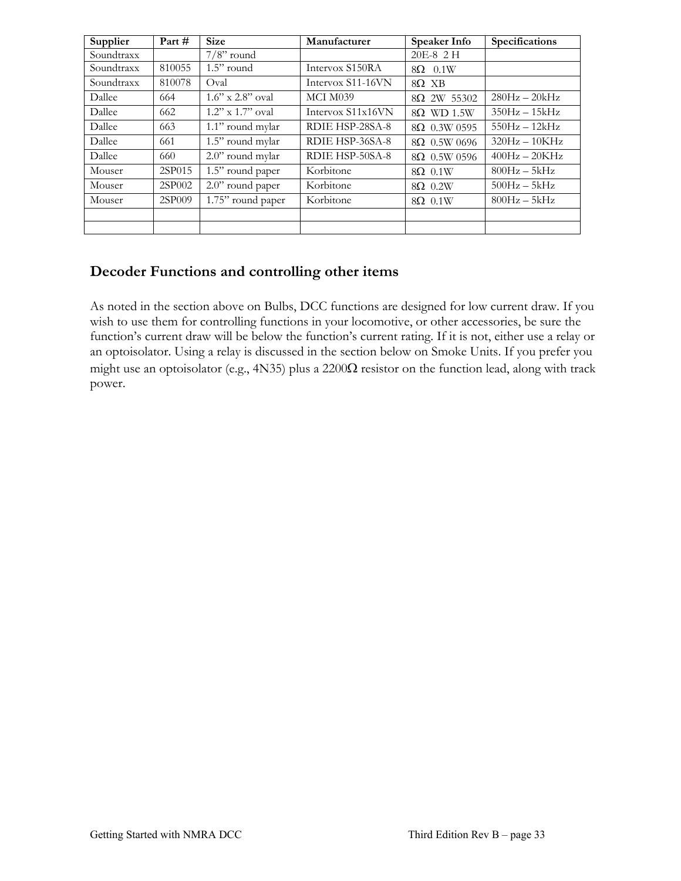| Supplier | Part # | Size | Manufacturer | Speaker Info | Specifications |
|---|---|---|---|---|---|
| Soundtraxx | | 7/8" round | | 20E-8 2 H | |
| Soundtraxx | 810055 | 1.5" round | Intervox S150RA | 8Ω 0.1W | |
| Soundtraxx | 810078 | Oval | Intervox S11-16VN | 8Ω XB | |
| Dallee | 664 | 1.6" x 2.8" oval | MCI M039 | 8Ω 2W 55302 | 280Hz – 20kHz |
| Dallee | 662 | 1.2" x 1.7" oval | Intervox S11x16VN | 8Ω WD 1.5W | 350Hz – 15kHz |
| Dallee | 663 | 1.1" round mylar | RDIE HSP-28SA-8 | 8Ω 0.3W 0595 | 550Hz – 12kHz |
| Dallee | 661 | 1.5" round mylar | RDIE HSP-36SA-8 | 8Ω 0.5W 0696 | 320Hz – 10KHz |
| Dallee | 660 | 2.0" round mylar | RDIE HSP-50SA-8 | 8Ω 0.5W 0596 | 400Hz – 20KHz |
| Mouser | 2SP015 | 1.5" round paper | Korbitone | 8Ω 0.1W | 800Hz – 5kHz |
| Mouser | 2SP002 | 2.0" round paper | Korbitone | 8Ω 0.2W | 500Hz – 5kHz |
| Mouser | 2SP009 | 1.75" round paper | Korbitone | 8Ω 0.1W | 800Hz – 5kHz |
| | | | | | |
| | | | | | |

## Decoder Functions and controlling other items

As noted in the section above on Bulbs, DCC functions are designed for low current draw. If you wish to use them for controlling functions in your locomotive, or other accessories, be sure the function's current draw will be below the function's current rating. If it is not, either use a relay or an optoisolator. Using a relay is discussed in the section below on Smoke Units. If you prefer you might use an optoisolator (e.g., 4N35) plus a 2200Ω resistor on the function lead, along with track power.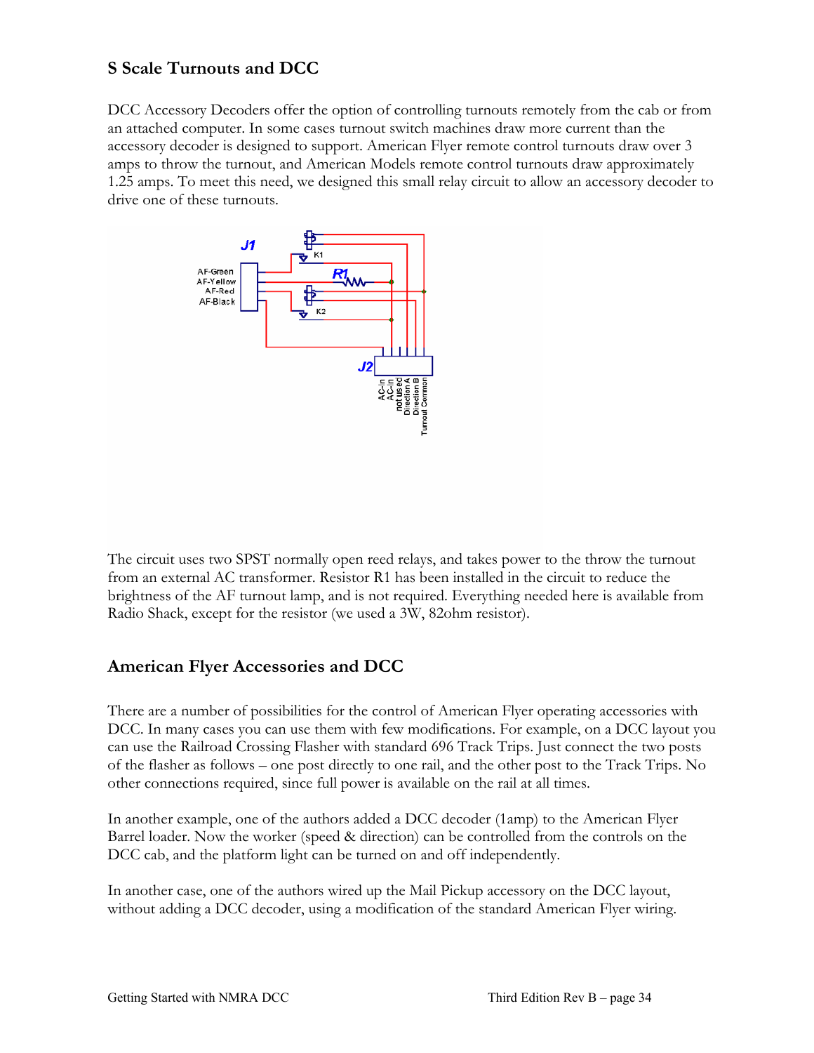## S Scale Turnouts and DCC

DCC Accessory Decoders offer the option of controlling turnouts remotely from the cab or from an attached computer. In some cases turnout switch machines draw more current than the accessory decoder is designed to support. American Flyer remote control turnouts draw over 3 amps to throw the turnout, and American Models remote control turnouts draw approximately 1.25 amps. To meet this need, we designed this small relay circuit to allow an accessory decoder to drive one of these turnouts.

The circuit uses two SPST normally open reed relays, and takes power to the throw the turnout from an external AC transformer. Resistor R1 has been installed in the circuit to reduce the brightness of the AF turnout lamp, and is not required. Everything needed here is available from Radio Shack, except for the resistor (we used a 3W, 82ohm resistor).

## American Flyer Accessories and DCC

There are a number of possibilities for the control of American Flyer operating accessories with DCC. In many cases you can use them with few modifications. For example, on a DCC layout you can use the Railroad Crossing Flasher with standard 696 Track Trips. Just connect the two posts of the flasher as follows – one post directly to one rail, and the other post to the Track Trips. No other connections required, since full power is available on the rail at all times.

In another example, one of the authors added a DCC decoder (1amp) to the American Flyer Barrel loader. Now the worker (speed & direction) can be controlled from the controls on the DCC cab, and the platform light can be turned on and off independently.

In another case, one of the authors wired up the Mail Pickup accessory on the DCC layout, without adding a DCC decoder, using a modification of the standard American Flyer wiring.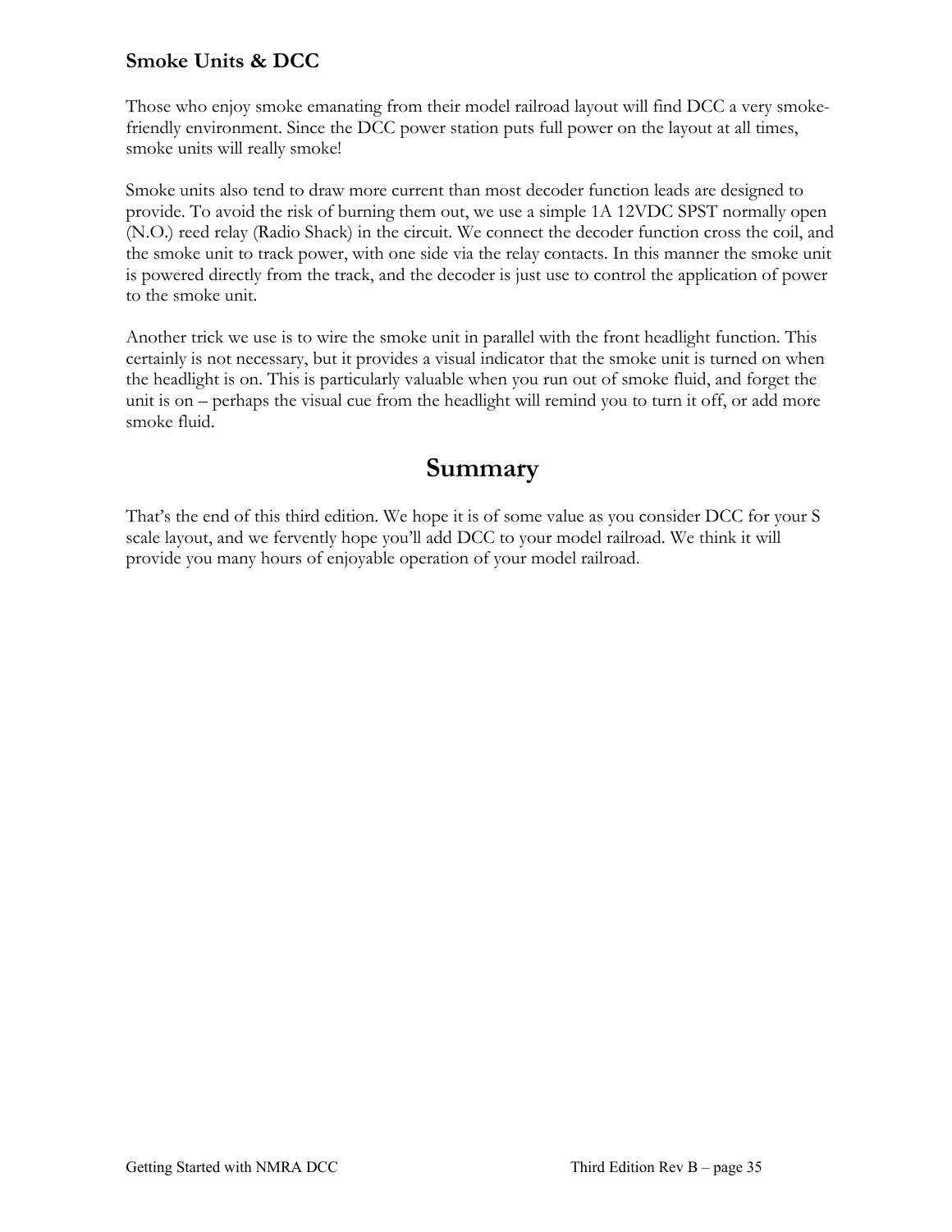### Smoke Units & DCC

Those who enjoy smoke emanating from their model railroad layout will find DCC a very smoke-friendly environment. Since the DCC power station puts full power on the layout at all times, smoke units will really smoke!

Smoke units also tend to draw more current than most decoder function leads are designed to provide. To avoid the risk of burning them out, we use a simple 1A 12VDC SPST normally open (N.O.) reed relay (Radio Shack) in the circuit. We connect the decoder function cross the coil, and the smoke unit to track power, with one side via the relay contacts. In this manner the smoke unit is powered directly from the track, and the decoder is just use to control the application of power to the smoke unit.

Another trick we use is to wire the smoke unit in parallel with the front headlight function. This certainly is not necessary, but it provides a visual indicator that the smoke unit is turned on when the headlight is on. This is particularly valuable when you run out of smoke fluid, and forget the unit is on – perhaps the visual cue from the headlight will remind you to turn it off, or add more smoke fluid.

# Summary

That's the end of this third edition. We hope it is of some value as you consider DCC for your S scale layout, and we fervently hope you'll add DCC to your model railroad. We think it will provide you many hours of enjoyable operation of your model railroad.